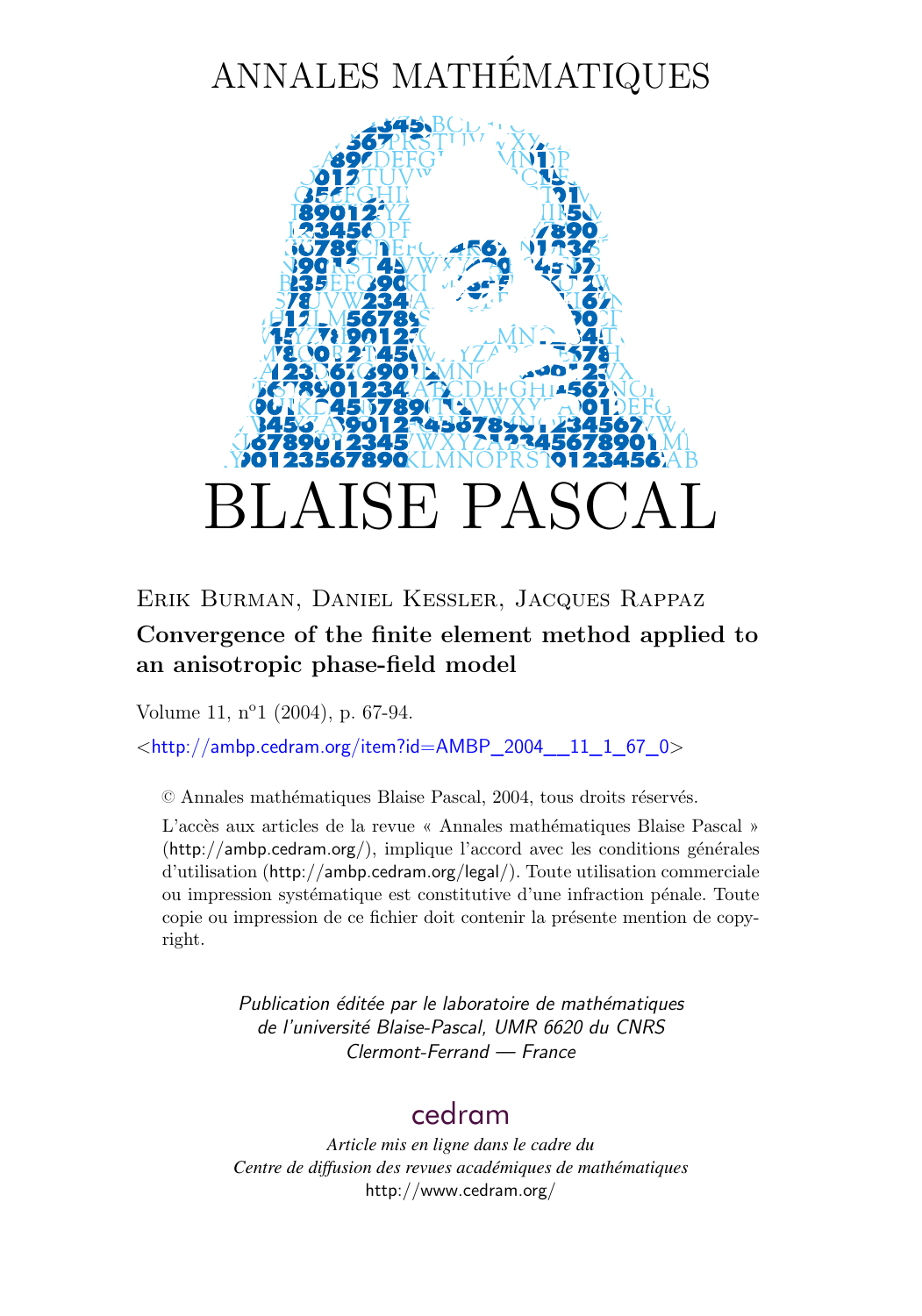# ANNALES MATHÉMATIQUES

# BLAISE PASCAL

Erik Burman, Daniel Kessler, Jacques Rappaz

**Convergence of the finite element method applied to an anisotropic phase-field model**

Volume 11, n°1 (2004), p. 67-94.

<http://ambp.cedram.org/item?id=AMBP_2004__11_1_67_0>

© Annales mathématiques Blaise Pascal, 2004, tous droits réservés.

L'accès aux articles de la revue « Annales mathématiques Blaise Pascal » (http://ambp.cedram.org/), implique l'accord avec les conditions générales d'utilisation (http://ambp.cedram.org/legal/). Toute utilisation commerciale ou impression systématique est constitutive d'une infraction pénale. Toute copie ou impression de ce fichier doit contenir la présente mention de copyright.

*Publication éditée par le laboratoire de mathématiques de l'université Blaise-Pascal, UMR 6620 du CNRS Clermont-Ferrand — France*

cedram

*Article mis en ligne dans le cadre du Centre de diffusion des revues académiques de mathématiques*
http://www.cedram.org/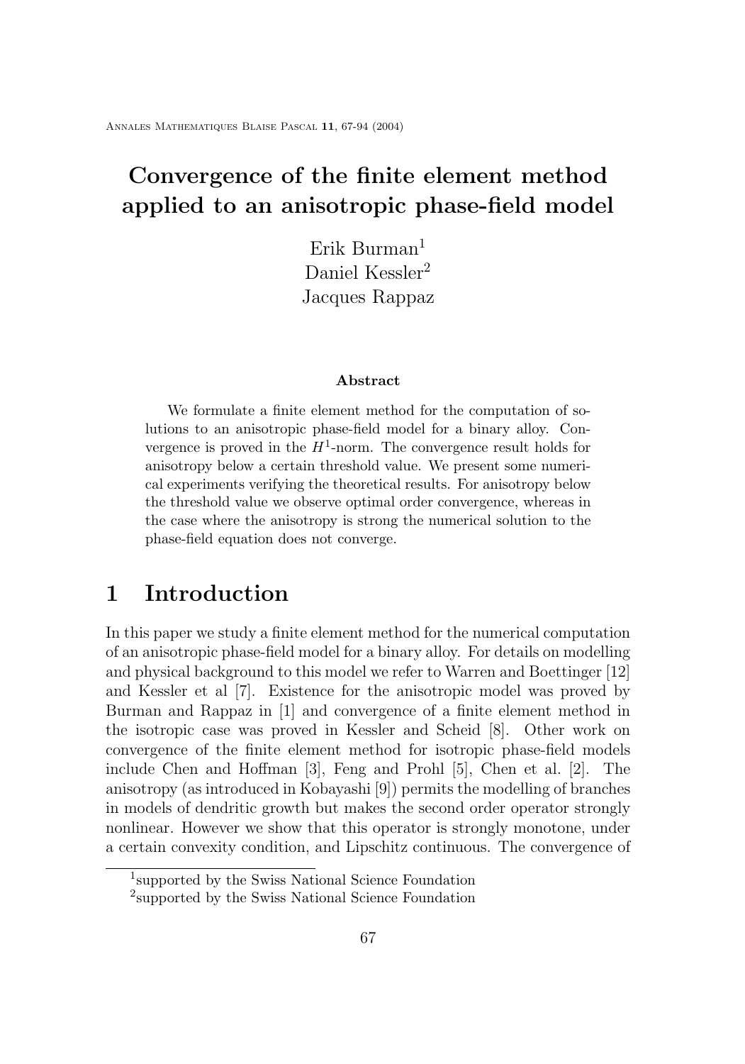# Convergence of the finite element method applied to an anisotropic phase-field model

Erik Burman[1]
Daniel Kessler[2]
Jacques Rappaz

### Abstract

We formulate a finite element method for the computation of solutions to an anisotropic phase-field model for a binary alloy. Convergence is proved in the $H^1$-norm. The convergence result holds for anisotropy below a certain threshold value. We present some numerical experiments verifying the theoretical results. For anisotropy below the threshold value we observe optimal order convergence, whereas in the case where the anisotropy is strong the numerical solution to the phase-field equation does not converge.

## 1 Introduction

In this paper we study a finite element method for the numerical computation of an anisotropic phase-field model for a binary alloy. For details on modelling and physical background to this model we refer to Warren and Boettinger [12] and Kessler et al [7]. Existence for the anisotropic model was proved by Burman and Rappaz in [1] and convergence of a finite element method in the isotropic case was proved in Kessler and Scheid [8]. Other work on convergence of the finite element method for isotropic phase-field models include Chen and Hoffman [3], Feng and Prohl [5], Chen et al. [2]. The anisotropy (as introduced in Kobayashi [9]) permits the modelling of branches in models of dendritic growth but makes the second order operator strongly nonlinear. However we show that this operator is strongly monotone, under a certain convexity condition, and Lipschitz continuous. The convergence of

[1] supported by the Swiss National Science Foundation

[2] supported by the Swiss National Science Foundation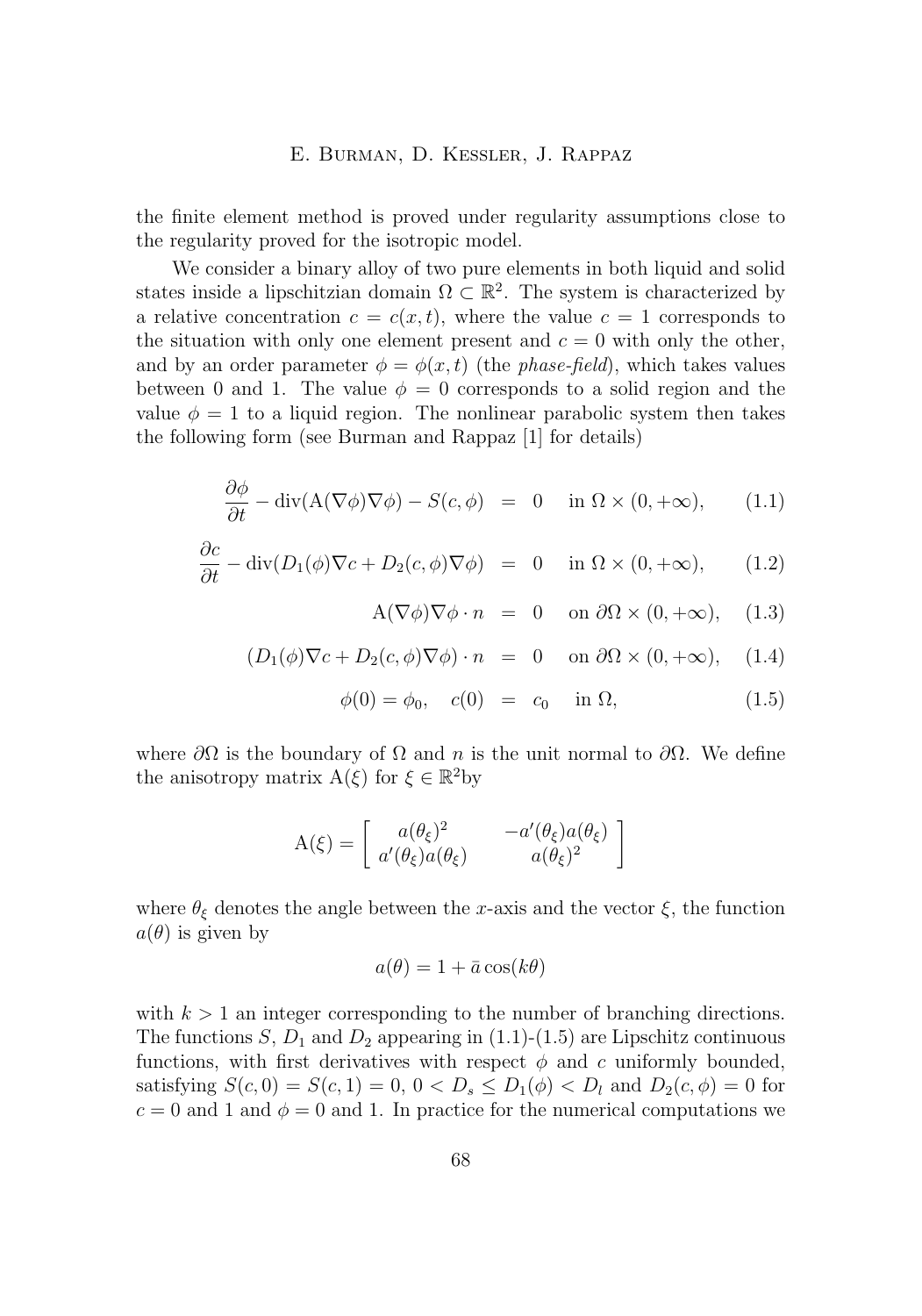the finite element method is proved under regularity assumptions close to the regularity proved for the isotropic model.

We consider a binary alloy of two pure elements in both liquid and solid states inside a lipschitzian domain $\Omega \subset \mathbb{R}^2$. The system is characterized by a relative concentration $c = c(x,t)$, where the value $c = 1$ corresponds to the situation with only one element present and $c = 0$ with only the other, and by an order parameter $\phi = \phi(x,t)$ (the *phase-field*), which takes values between 0 and 1. The value $\phi = 0$ corresponds to a solid region and the value $\phi = 1$ to a liquid region. The nonlinear parabolic system then takes the following form (see Burman and Rappaz [1] for details)

$$\frac{\partial \phi}{\partial t} - \operatorname{div}(\mathrm{A}(\nabla\phi)\nabla\phi) - S(c,\phi) = 0 \quad \text{in } \Omega \times (0,+\infty), \tag{1.1}$$

$$\frac{\partial c}{\partial t} - \operatorname{div}(D_1(\phi)\nabla c + D_2(c,\phi)\nabla\phi) = 0 \quad \text{in } \Omega \times (0,+\infty), \tag{1.2}$$

$$\mathrm{A}(\nabla\phi)\nabla\phi \cdot n = 0 \quad \text{on } \partial\Omega \times (0,+\infty), \tag{1.3}$$

$$(D_1(\phi)\nabla c + D_2(c,\phi)\nabla\phi)\cdot n = 0 \quad \text{on } \partial\Omega \times (0,+\infty), \tag{1.4}$$

$$\phi(0) = \phi_0, \quad c(0) = c_0 \quad \text{in } \Omega, \tag{1.5}$$

where $\partial\Omega$ is the boundary of $\Omega$ and $n$ is the unit normal to $\partial\Omega$. We define the anisotropy matrix $\mathrm{A}(\xi)$ for $\xi \in \mathbb{R}^2$by

$$\mathrm{A}(\xi) = \begin{bmatrix} a(\theta_\xi)^2 & -a'(\theta_\xi)a(\theta_\xi) \\ a'(\theta_\xi)a(\theta_\xi) & a(\theta_\xi)^2 \end{bmatrix}$$

where $\theta_\xi$ denotes the angle between the $x$-axis and the vector $\xi$, the function $a(\theta)$ is given by

$$a(\theta) = 1 + \bar{a}\cos(k\theta)$$

with $k > 1$ an integer corresponding to the number of branching directions. The functions $S$, $D_1$ and $D_2$ appearing in (1.1)-(1.5) are Lipschitz continuous functions, with first derivatives with respect $\phi$ and $c$ uniformly bounded, satisfying $S(c,0) = S(c,1) = 0$, $0 < D_s \leq D_1(\phi) < D_l$ and $D_2(c,\phi) = 0$ for $c = 0$ and 1 and $\phi = 0$ and 1. In practice for the numerical computations we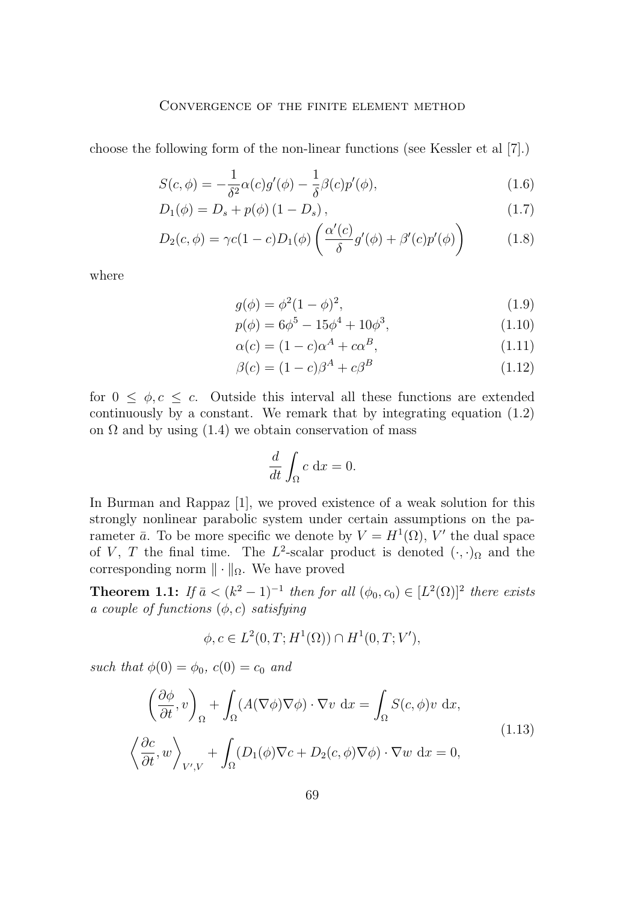choose the following form of the non-linear functions (see Kessler et al [7].)

$$S(c, \phi) = -\frac{1}{\delta^2}\alpha(c)g'(\phi) - \frac{1}{\delta}\beta(c)p'(\phi), \tag{1.6}$$

$$D_1(\phi) = D_s + p(\phi)\left(1 - D_s\right), \tag{1.7}$$

$$D_2(c, \phi) = \gamma c(1-c)D_1(\phi)\left(\frac{\alpha'(c)}{\delta}g'(\phi) + \beta'(c)p'(\phi)\right) \tag{1.8}$$

where

$$g(\phi) = \phi^2(1-\phi)^2, \tag{1.9}$$

$$p(\phi) = 6\phi^5 - 15\phi^4 + 10\phi^3, \tag{1.10}$$

$$\alpha(c) = (1-c)\alpha^A + c\alpha^B, \tag{1.11}$$

$$\beta(c) = (1-c)\beta^A + c\beta^B \tag{1.12}$$

for $0 \leq \phi, c \leq c$. Outside this interval all these functions are extended continuously by a constant. We remark that by integrating equation (1.2) on $\Omega$ and by using (1.4) we obtain conservation of mass

$$\frac{d}{dt}\int_\Omega c \, \mathrm{d}x = 0.$$

In Burman and Rappaz [1], we proved existence of a weak solution for this strongly nonlinear parabolic system under certain assumptions on the parameter $\bar{a}$. To be more specific we denote by $V = H^1(\Omega)$, $V'$ the dual space of $V$, $T$ the final time. The $L^2$-scalar product is denoted $(\cdot,\cdot)_\Omega$ and the corresponding norm $\|\cdot\|_\Omega$. We have proved

**Theorem 1.1:** *If $\bar{a} < (k^2-1)^{-1}$ then for all $(\phi_0, c_0) \in [L^2(\Omega)]^2$ there exists a couple of functions $(\phi, c)$ satisfying*

$$\phi, c \in L^2(0, T; H^1(\Omega)) \cap H^1(0, T; V'),$$

*such that $\phi(0) = \phi_0$, $c(0) = c_0$ and*

$$\begin{aligned}
\left(\frac{\partial \phi}{\partial t}, v\right)_\Omega + \int_\Omega (A(\nabla\phi)\nabla\phi)\cdot\nabla v \, \mathrm{d}x &= \int_\Omega S(c,\phi)v \, \mathrm{d}x, \\
\left\langle \frac{\partial c}{\partial t}, w\right\rangle_{V',V} + \int_\Omega (D_1(\phi)\nabla c + D_2(c,\phi)\nabla\phi)\cdot\nabla w \, \mathrm{d}x &= 0,
\end{aligned} \tag{1.13}$$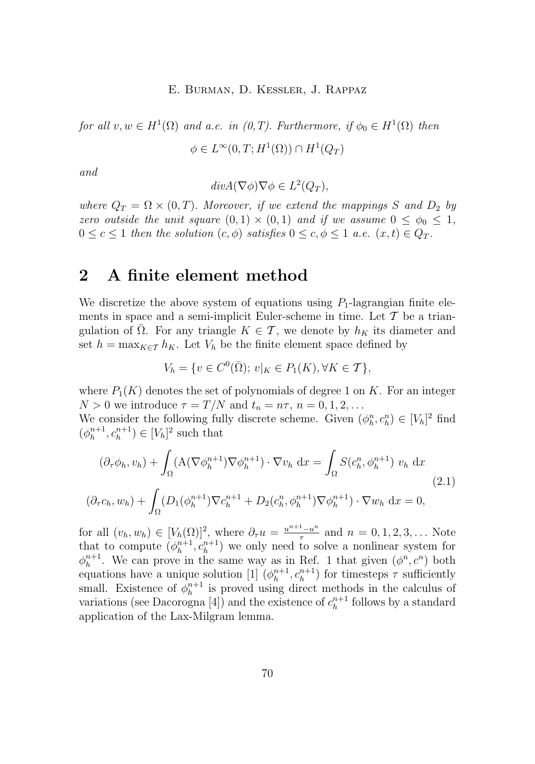*for all* $v, w \in H^1(\Omega)$ *and a.e. in (0,T). Furthermore, if* $\phi_0 \in H^1(\Omega)$ *then*

$$\phi \in L^\infty(0,T; H^1(\Omega)) \cap H^1(Q_T)$$

*and*

$$div A(\nabla\phi)\nabla\phi \in L^2(Q_T),$$

*where* $Q_T = \Omega \times (0,T)$*. Moreover, if we extend the mappings* $S$ *and* $D_2$ *by zero outside the unit square* $(0,1)\times(0,1)$ *and if we assume* $0 \le \phi_0 \le 1$*,* $0 \le c \le 1$ *then the solution* $(c,\phi)$ *satisfies* $0 \le c, \phi \le 1$ *a.e.* $(x,t) \in Q_T$*.*

## 2 A finite element method

We discretize the above system of equations using $P_1$-lagrangian finite elements in space and a semi-implicit Euler-scheme in time. Let $\mathcal{T}$ be a triangulation of $\bar{\Omega}$. For any triangle $K \in \mathcal{T}$, we denote by $h_K$ its diameter and set $h = \max_{K\in\mathcal{T}} h_K$. Let $V_h$ be the finite element space defined by

$$V_h = \{v \in C^0(\bar{\Omega});\, v|_K \in P_1(K), \forall K \in \mathcal{T}\},$$

where $P_1(K)$ denotes the set of polynomials of degree 1 on $K$. For an integer $N > 0$ we introduce $\tau = T/N$ and $t_n = n\tau$, $n = 0, 1, 2, \ldots$

We consider the following fully discrete scheme. Given $(\phi_h^n, c_h^n) \in [V_h]^2$ find $(\phi_h^{n+1}, c_h^{n+1}) \in [V_h]^2$ such that

$$
\begin{aligned}
&(\partial_\tau \phi_h, v_h) + \int_\Omega (\mathrm{A}(\nabla\phi_h^{n+1})\nabla\phi_h^{n+1})\cdot\nabla v_h \,\mathrm{d}x = \int_\Omega S(c_h^n, \phi_h^{n+1})\; v_h \,\mathrm{d}x \\
&(\partial_\tau c_h, w_h) + \int_\Omega (D_1(\phi_h^{n+1})\nabla c_h^{n+1} + D_2(c_h^n, \phi_h^{n+1})\nabla\phi_h^{n+1})\cdot\nabla w_h \,\mathrm{d}x = 0,
\end{aligned}
\tag{2.1}
$$

for all $(v_h, w_h) \in [V_h(\Omega)]^2$, where $\partial_\tau u = \frac{u^{n+1}-u^n}{\tau}$ and $n = 0, 1, 2, 3, \ldots$ Note that to compute $(\phi_h^{n+1}, c_h^{n+1})$ we only need to solve a nonlinear system for $\phi_h^{n+1}$. We can prove in the same way as in Ref. 1 that given $(\phi^n, c^n)$ both equations have a unique solution [1] $(\phi_h^{n+1}, c_h^{n+1})$ for timesteps $\tau$ sufficiently small. Existence of $\phi_h^{n+1}$ is proved using direct methods in the calculus of variations (see Dacorogna [4]) and the existence of $c_h^{n+1}$ follows by a standard application of the Lax-Milgram lemma.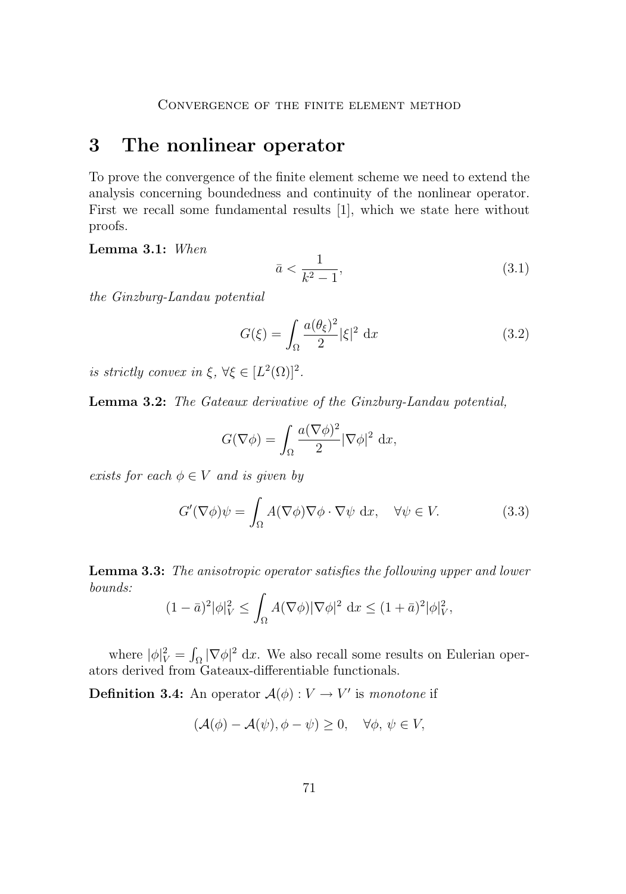# 3 The nonlinear operator

To prove the convergence of the finite element scheme we need to extend the analysis concerning boundedness and continuity of the nonlinear operator. First we recall some fundamental results [1], which we state here without proofs.

**Lemma 3.1:** *When*

$$\bar{a} < \frac{1}{k^2 - 1}, \tag{3.1}$$

*the Ginzburg-Landau potential*

$$G(\xi) = \int_\Omega \frac{a(\theta_\xi)^2}{2} |\xi|^2 \, \mathrm{d}x \tag{3.2}$$

*is strictly convex in $\xi$, $\forall \xi \in [L^2(\Omega)]^2$.*

**Lemma 3.2:** *The Gateaux derivative of the Ginzburg-Landau potential,*

$$G(\nabla\phi) = \int_\Omega \frac{a(\nabla\phi)^2}{2} |\nabla\phi|^2 \, \mathrm{d}x,$$

*exists for each $\phi \in V$ and is given by*

$$G'(\nabla\phi)\psi = \int_\Omega A(\nabla\phi)\nabla\phi \cdot \nabla\psi \, \mathrm{d}x, \quad \forall \psi \in V. \tag{3.3}$$

**Lemma 3.3:** *The anisotropic operator satisfies the following upper and lower bounds:*

$$(1-\bar{a})^2 |\phi|_V^2 \leq \int_\Omega A(\nabla\phi)|\nabla\phi|^2 \, \mathrm{d}x \leq (1+\bar{a})^2 |\phi|_V^2,$$

where $|\phi|_V^2 = \int_\Omega |\nabla\phi|^2 \, \mathrm{d}x$. We also recall some results on Eulerian operators derived from Gateaux-differentiable functionals.

**Definition 3.4:** An operator $\mathcal{A}(\phi) : V \to V'$ is *monotone* if

$$(\mathcal{A}(\phi) - \mathcal{A}(\psi), \phi - \psi) \geq 0, \quad \forall \phi, \, \psi \in V,$$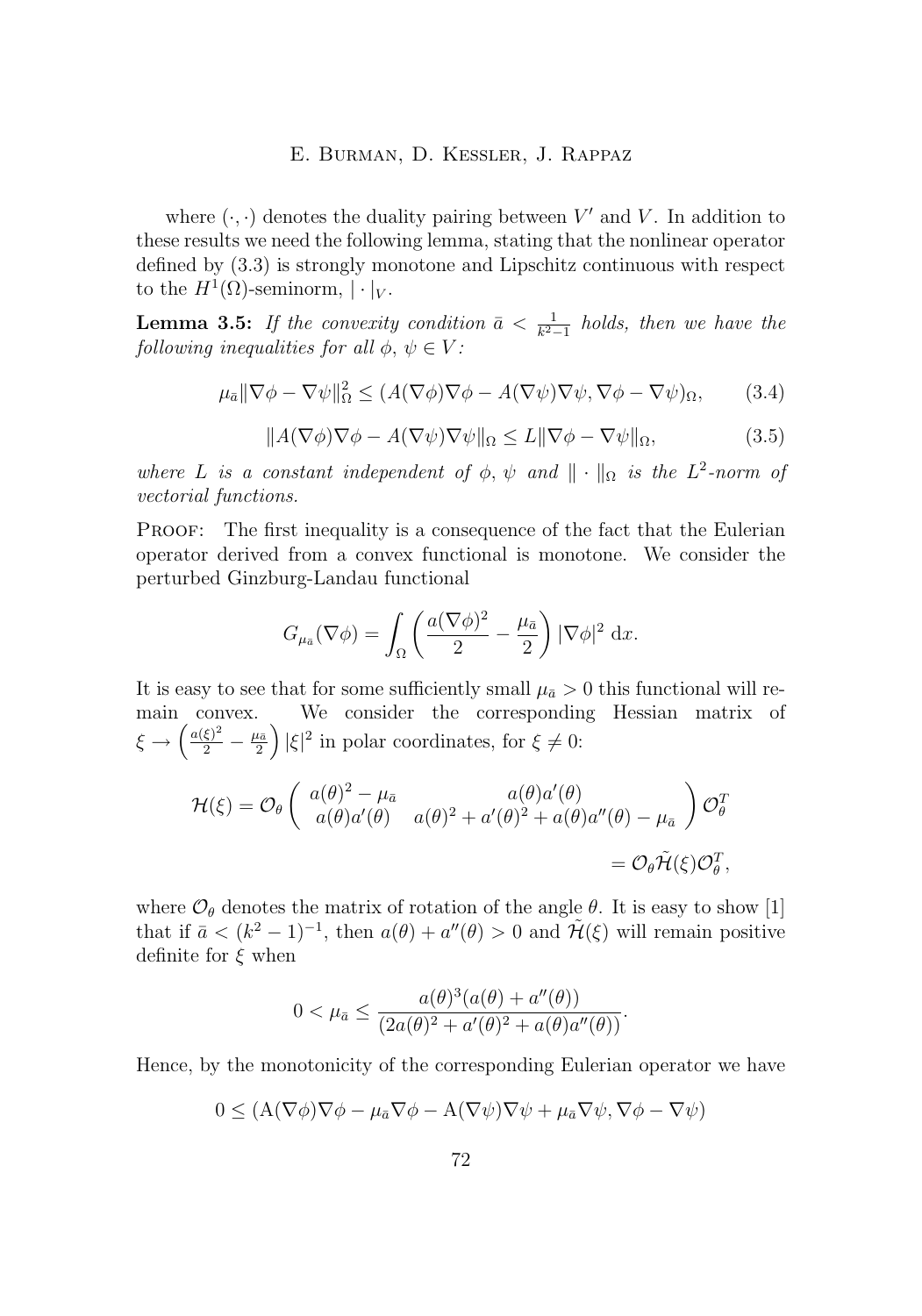where $(\cdot, \cdot)$ denotes the duality pairing between $V'$ and $V$. In addition to these results we need the following lemma, stating that the nonlinear operator defined by (3.3) is strongly monotone and Lipschitz continuous with respect to the $H^1(\Omega)$-seminorm, $|\cdot|_V$.

**Lemma 3.5:** *If the convexity condition $\bar{a} < \frac{1}{k^2-1}$ holds, then we have the following inequalities for all $\phi$, $\psi \in V$:*

$$\mu_{\bar{a}} \|\nabla\phi - \nabla\psi\|_\Omega^2 \leq (A(\nabla\phi)\nabla\phi - A(\nabla\psi)\nabla\psi, \nabla\phi - \nabla\psi)_\Omega, \tag{3.4}$$

$$\|A(\nabla\phi)\nabla\phi - A(\nabla\psi)\nabla\psi\|_\Omega \leq L\|\nabla\phi - \nabla\psi\|_\Omega, \tag{3.5}$$

*where $L$ is a constant independent of $\phi$, $\psi$ and $\|\cdot\|_\Omega$ is the $L^2$-norm of vectorial functions.*

Proof: The first inequality is a consequence of the fact that the Eulerian operator derived from a convex functional is monotone. We consider the perturbed Ginzburg-Landau functional

$$G_{\mu_{\bar{a}}}(\nabla\phi) = \int_\Omega \left( \frac{a(\nabla\phi)^2}{2} - \frac{\mu_{\bar{a}}}{2} \right) |\nabla\phi|^2 \, \mathrm{d}x.$$

It is easy to see that for some sufficiently small $\mu_{\bar{a}} > 0$ this functional will remain convex. We consider the corresponding Hessian matrix of $\xi \to \left( \frac{a(\xi)^2}{2} - \frac{\mu_{\bar{a}}}{2} \right) |\xi|^2$ in polar coordinates, for $\xi \neq 0$:

$$\mathcal{H}(\xi) = \mathcal{O}_\theta \begin{pmatrix} a(\theta)^2 - \mu_{\bar{a}} & a(\theta)a'(\theta) \\ a(\theta)a'(\theta) & a(\theta)^2 + a'(\theta)^2 + a(\theta)a''(\theta) - \mu_{\bar{a}} \end{pmatrix} \mathcal{O}_\theta^T$$

$$= \mathcal{O}_\theta \tilde{\mathcal{H}}(\xi) \mathcal{O}_\theta^T,$$

where $\mathcal{O}_\theta$ denotes the matrix of rotation of the angle $\theta$. It is easy to show [1] that if $\bar{a} < (k^2-1)^{-1}$, then $a(\theta) + a''(\theta) > 0$ and $\tilde{\mathcal{H}}(\xi)$ will remain positive definite for $\xi$ when

$$0 < \mu_{\bar{a}} \leq \frac{a(\theta)^3(a(\theta) + a''(\theta))}{(2a(\theta)^2 + a'(\theta)^2 + a(\theta)a''(\theta))}.$$

Hence, by the monotonicity of the corresponding Eulerian operator we have

$$0 \leq (\mathrm{A}(\nabla\phi)\nabla\phi - \mu_{\bar{a}}\nabla\phi - \mathrm{A}(\nabla\psi)\nabla\psi + \mu_{\bar{a}}\nabla\psi, \nabla\phi - \nabla\psi)$$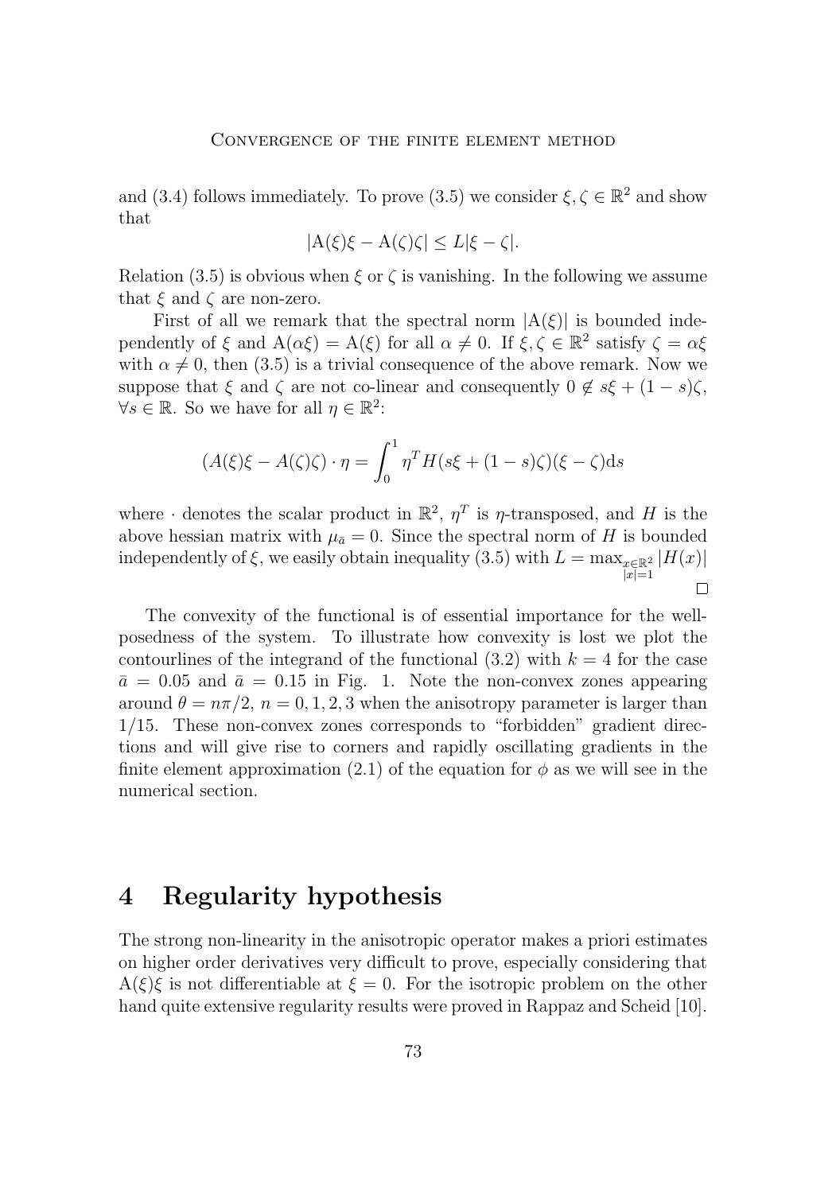and (3.4) follows immediately. To prove (3.5) we consider $\xi, \zeta \in \mathbb{R}^2$ and show that

$$|\mathrm{A}(\xi)\xi - \mathrm{A}(\zeta)\zeta| \leq L|\xi - \zeta|.$$

Relation (3.5) is obvious when $\xi$ or $\zeta$ is vanishing. In the following we assume that $\xi$ and $\zeta$ are non-zero.

First of all we remark that the spectral norm $|\mathrm{A}(\xi)|$ is bounded independently of $\xi$ and $\mathrm{A}(\alpha\xi) = \mathrm{A}(\xi)$ for all $\alpha \neq 0$. If $\xi, \zeta \in \mathbb{R}^2$ satisfy $\zeta = \alpha\xi$ with $\alpha \neq 0$, then (3.5) is a trivial consequence of the above remark. Now we suppose that $\xi$ and $\zeta$ are not co-linear and consequently $0 \notin s\xi + (1-s)\zeta$, $\forall s \in \mathbb{R}$. So we have for all $\eta \in \mathbb{R}^2$:

$$(A(\xi)\xi - A(\zeta)\zeta) \cdot \eta = \int_0^1 \eta^T H(s\xi + (1-s)\zeta)(\xi - \zeta)\mathrm{d}s$$

where $\cdot$ denotes the scalar product in $\mathbb{R}^2$, $\eta^T$ is $\eta$-transposed, and $H$ is the above hessian matrix with $\mu_{\bar{a}} = 0$. Since the spectral norm of $H$ is bounded independently of $\xi$, we easily obtain inequality (3.5) with $L = \max_{\substack{x \in \mathbb{R}^2 \\ |x|=1}} |H(x)|$ $\square$

The convexity of the functional is of essential importance for the well-posedness of the system. To illustrate how convexity is lost we plot the contourlines of the integrand of the functional (3.2) with $k = 4$ for the case $\bar{a} = 0.05$ and $\bar{a} = 0.15$ in Fig. 1. Note the non-convex zones appearing around $\theta = n\pi/2$, $n = 0, 1, 2, 3$ when the anisotropy parameter is larger than $1/15$. These non-convex zones corresponds to "forbidden" gradient directions and will give rise to corners and rapidly oscillating gradients in the finite element approximation (2.1) of the equation for $\phi$ as we will see in the numerical section.

# 4 Regularity hypothesis

The strong non-linearity in the anisotropic operator makes a priori estimates on higher order derivatives very difficult to prove, especially considering that $\mathrm{A}(\xi)\xi$ is not differentiable at $\xi = 0$. For the isotropic problem on the other hand quite extensive regularity results were proved in Rappaz and Scheid [10].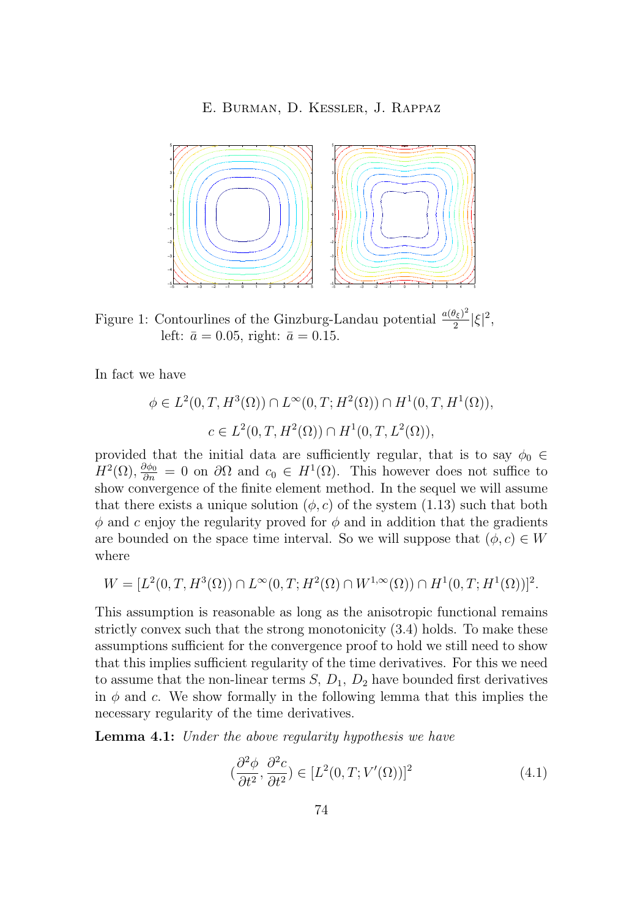Figure 1: Contourlines of the Ginzburg-Landau potential $\frac{a(\theta_\xi)^2}{2}|\xi|^2$, left: $\bar{a} = 0.05$, right: $\bar{a} = 0.15$.

In fact we have

$$\phi \in L^2(0,T,H^3(\Omega)) \cap L^\infty(0,T;H^2(\Omega)) \cap H^1(0,T,H^1(\Omega)),$$

$$c \in L^2(0,T,H^2(\Omega)) \cap H^1(0,T,L^2(\Omega)),$$

provided that the initial data are sufficiently regular, that is to say $\phi_0 \in H^2(\Omega), \frac{\partial \phi_0}{\partial n} = 0$ on $\partial\Omega$ and $c_0 \in H^1(\Omega)$. This however does not suffice to show convergence of the finite element method. In the sequel we will assume that there exists a unique solution $(\phi, c)$ of the system (1.13) such that both $\phi$ and $c$ enjoy the regularity proved for $\phi$ and in addition that the gradients are bounded on the space time interval. So we will suppose that $(\phi, c) \in W$ where

$$W = [L^2(0,T,H^3(\Omega)) \cap L^\infty(0,T;H^2(\Omega) \cap W^{1,\infty}(\Omega)) \cap H^1(0,T;H^1(\Omega))]^2.$$

This assumption is reasonable as long as the anisotropic functional remains strictly convex such that the strong monotonicity (3.4) holds. To make these assumptions sufficient for the convergence proof to hold we still need to show that this implies sufficient regularity of the time derivatives. For this we need to assume that the non-linear terms $S$, $D_1$, $D_2$ have bounded first derivatives in $\phi$ and $c$. We show formally in the following lemma that this implies the necessary regularity of the time derivatives.

**Lemma 4.1:** *Under the above regularity hypothesis we have*

$$(\frac{\partial^2 \phi}{\partial t^2}, \frac{\partial^2 c}{\partial t^2}) \in [L^2(0,T;V'(\Omega))]^2 \tag{4.1}$$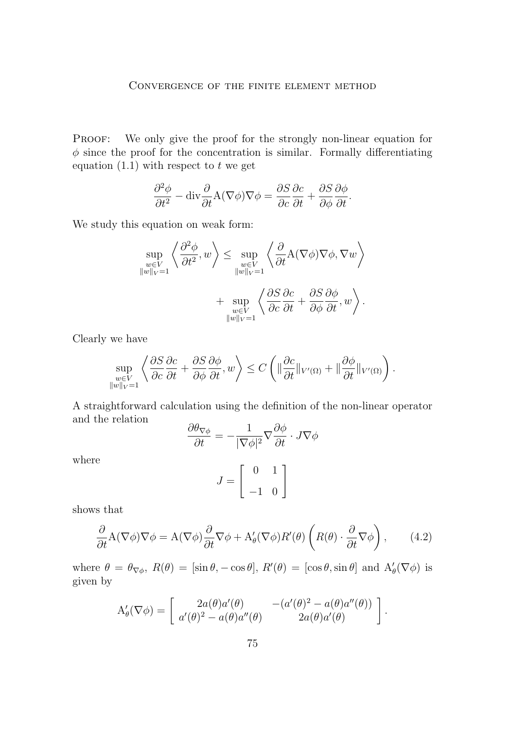PROOF: We only give the proof for the strongly non-linear equation for $\phi$ since the proof for the concentration is similar. Formally differentiating equation (1.1) with respect to $t$ we get

$$\frac{\partial^2 \phi}{\partial t^2} - \mathrm{div} \frac{\partial}{\partial t} \mathrm{A}(\nabla \phi) \nabla \phi = \frac{\partial S}{\partial c} \frac{\partial c}{\partial t} + \frac{\partial S}{\partial \phi} \frac{\partial \phi}{\partial t}.$$

We study this equation on weak form:

$$\sup_{\substack{w \in V \\ \|w\|_V = 1}} \left\langle \frac{\partial^2 \phi}{\partial t^2}, w \right\rangle \leq \sup_{\substack{w \in V \\ \|w\|_V = 1}} \left\langle \frac{\partial}{\partial t} \mathrm{A}(\nabla \phi) \nabla \phi, \nabla w \right\rangle$$

$$+ \sup_{\substack{w \in V \\ \|w\|_V = 1}} \left\langle \frac{\partial S}{\partial c} \frac{\partial c}{\partial t} + \frac{\partial S}{\partial \phi} \frac{\partial \phi}{\partial t}, w \right\rangle.$$

Clearly we have

$$\sup_{\substack{w \in V \\ \|w\|_V = 1}} \left\langle \frac{\partial S}{\partial c} \frac{\partial c}{\partial t} + \frac{\partial S}{\partial \phi} \frac{\partial \phi}{\partial t}, w \right\rangle \leq C \left( \| \frac{\partial c}{\partial t} \|_{V'(\Omega)} + \| \frac{\partial \phi}{\partial t} \|_{V'(\Omega)} \right).$$

A straightforward calculation using the definition of the non-linear operator and the relation

$$\frac{\partial \theta_{\nabla \phi}}{\partial t} = - \frac{1}{|\nabla \phi|^2} \nabla \frac{\partial \phi}{\partial t} \cdot J \nabla \phi$$

where

$$J = \begin{bmatrix} 0 & 1 \\ -1 & 0 \end{bmatrix}$$

shows that

$$\frac{\partial}{\partial t} \mathrm{A}(\nabla \phi) \nabla \phi = \mathrm{A}(\nabla \phi) \frac{\partial}{\partial t} \nabla \phi + \mathrm{A}'_\theta(\nabla \phi) R'(\theta) \left( R(\theta) \cdot \frac{\partial}{\partial t} \nabla \phi \right), \tag{4.2}$$

where $\theta = \theta_{\nabla \phi}$, $R(\theta) = [\sin \theta, - \cos \theta]$, $R'(\theta) = [\cos \theta, \sin \theta]$ and $\mathrm{A}'_\theta(\nabla \phi)$ is given by

$$\mathrm{A}'_\theta(\nabla \phi) = \begin{bmatrix} 2a(\theta)a'(\theta) & -(a'(\theta)^2 - a(\theta)a''(\theta)) \\ a'(\theta)^2 - a(\theta)a''(\theta) & 2a(\theta)a'(\theta) \end{bmatrix}.$$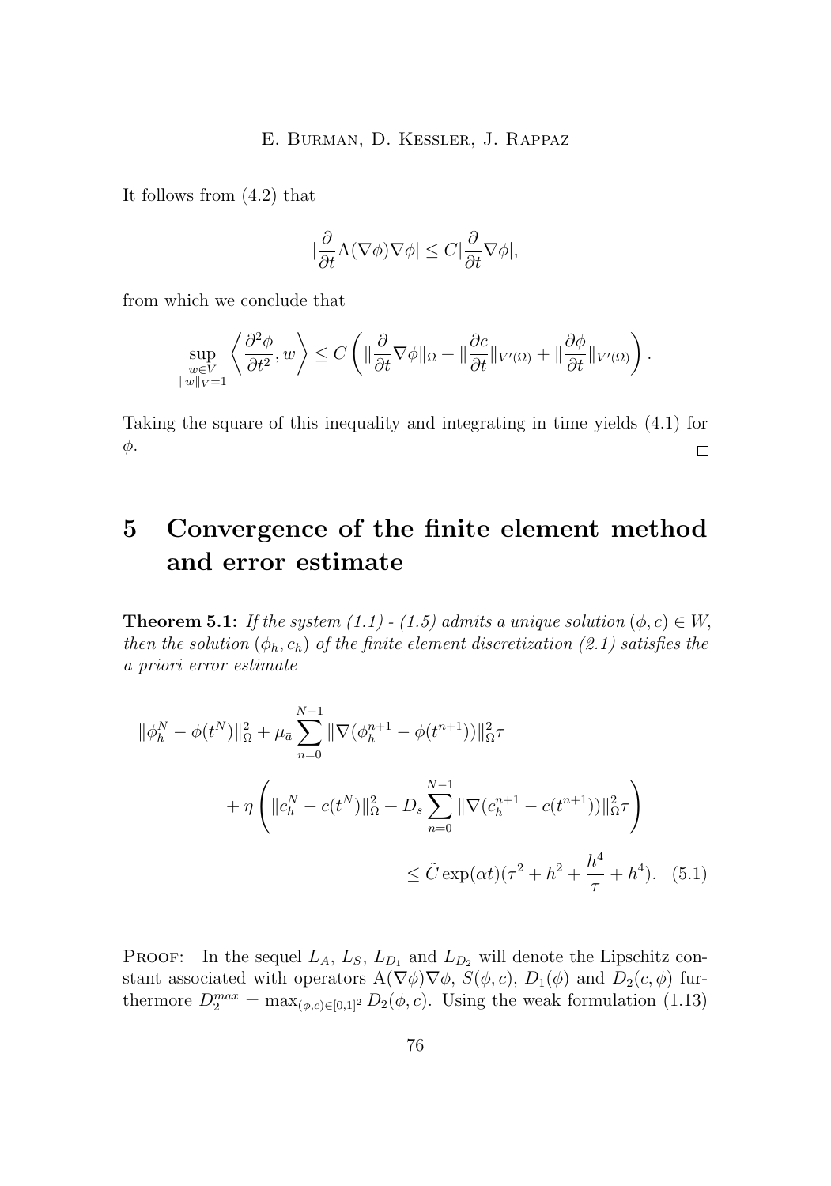It follows from (4.2) that

$$|\frac{\partial}{\partial t}\mathrm{A}(\nabla\phi)\nabla\phi| \leq C|\frac{\partial}{\partial t}\nabla\phi|,$$

from which we conclude that

$$\sup_{\substack{w\in V\\ \|w\|_V=1}} \left\langle \frac{\partial^2\phi}{\partial t^2}, w \right\rangle \leq C\left( \|\frac{\partial}{\partial t}\nabla\phi\|_\Omega + \|\frac{\partial c}{\partial t}\|_{V'(\Omega)} + \|\frac{\partial\phi}{\partial t}\|_{V'(\Omega)} \right).$$

Taking the square of this inequality and integrating in time yields (4.1) for $\phi$. $\square$

# 5 Convergence of the finite element method and error estimate

**Theorem 5.1:** *If the system (1.1) - (1.5) admits a unique solution $(\phi, c) \in W$, then the solution $(\phi_h, c_h)$ of the finite element discretization (2.1) satisfies the a priori error estimate*

$$\begin{aligned}\|\phi_h^N - \phi(t^N)\|_\Omega^2 + \mu_{\bar{a}} \sum_{n=0}^{N-1} \|\nabla(\phi_h^{n+1} - \phi(t^{n+1}))\|_\Omega^2 \tau \\ + \eta \left( \|c_h^N - c(t^N)\|_\Omega^2 + D_s \sum_{n=0}^{N-1} \|\nabla(c_h^{n+1} - c(t^{n+1}))\|_\Omega^2 \tau \right) \\ \leq \tilde{C} \exp(\alpha t)(\tau^2 + h^2 + \frac{h^4}{\tau} + h^4). \quad (5.1)\end{aligned}$$

Proof: In the sequel $L_A$, $L_S$, $L_{D_1}$ and $L_{D_2}$ will denote the Lipschitz constant associated with operators $\mathrm{A}(\nabla\phi)\nabla\phi$, $S(\phi, c)$, $D_1(\phi)$ and $D_2(c, \phi)$ furthermore $D_2^{max} = \max_{(\phi,c)\in[0,1]^2} D_2(\phi, c)$. Using the weak formulation (1.13)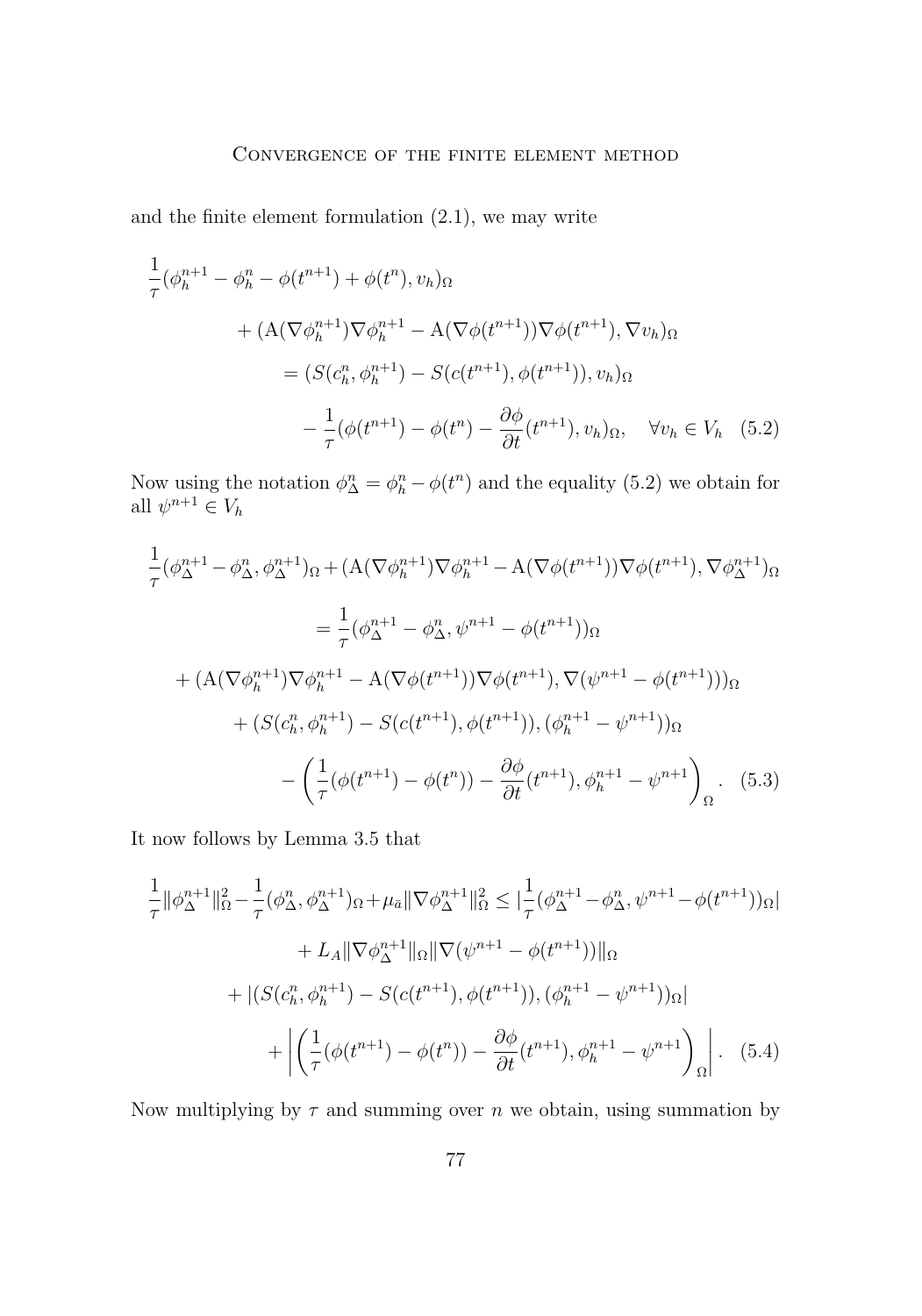and the finite element formulation (2.1), we may write

$$
\begin{aligned}
&\frac{1}{\tau}(\phi_h^{n+1} - \phi_h^n - \phi(t^{n+1}) + \phi(t^n), v_h)_\Omega \\
&\qquad + (\mathrm{A}(\nabla\phi_h^{n+1})\nabla\phi_h^{n+1} - \mathrm{A}(\nabla\phi(t^{n+1}))\nabla\phi(t^{n+1}), \nabla v_h)_\Omega \\
&\qquad\quad = (S(c_h^n, \phi_h^{n+1}) - S(c(t^{n+1}), \phi(t^{n+1})), v_h)_\Omega \\
&\qquad\qquad - \frac{1}{\tau}(\phi(t^{n+1}) - \phi(t^n) - \frac{\partial\phi}{\partial t}(t^{n+1}), v_h)_\Omega, \quad \forall v_h \in V_h \quad (5.2)
\end{aligned}
$$

Now using the notation $\phi_\Delta^n = \phi_h^n - \phi(t^n)$ and the equality (5.2) we obtain for all $\psi^{n+1} \in V_h$

$$
\begin{aligned}
&\frac{1}{\tau}(\phi_\Delta^{n+1} - \phi_\Delta^n, \phi_\Delta^{n+1})_\Omega + (\mathrm{A}(\nabla\phi_h^{n+1})\nabla\phi_h^{n+1} - \mathrm{A}(\nabla\phi(t^{n+1}))\nabla\phi(t^{n+1}), \nabla\phi_\Delta^{n+1})_\Omega \\
&\qquad = \frac{1}{\tau}(\phi_\Delta^{n+1} - \phi_\Delta^n, \psi^{n+1} - \phi(t^{n+1}))_\Omega \\
&\quad + (\mathrm{A}(\nabla\phi_h^{n+1})\nabla\phi_h^{n+1} - \mathrm{A}(\nabla\phi(t^{n+1}))\nabla\phi(t^{n+1}), \nabla(\psi^{n+1} - \phi(t^{n+1})))_\Omega \\
&\qquad + (S(c_h^n, \phi_h^{n+1}) - S(c(t^{n+1}), \phi(t^{n+1})), (\phi_h^{n+1} - \psi^{n+1}))_\Omega \\
&\qquad\quad - \left(\frac{1}{\tau}(\phi(t^{n+1}) - \phi(t^n)) - \frac{\partial\phi}{\partial t}(t^{n+1}), \phi_h^{n+1} - \psi^{n+1}\right)_\Omega. \quad (5.3)
\end{aligned}
$$

It now follows by Lemma 3.5 that

$$
\begin{aligned}
&\frac{1}{\tau}\|\phi_\Delta^{n+1}\|_\Omega^2 - \frac{1}{\tau}(\phi_\Delta^n, \phi_\Delta^{n+1})_\Omega + \mu_{\bar{a}}\|\nabla\phi_\Delta^{n+1}\|_\Omega^2 \le |\frac{1}{\tau}(\phi_\Delta^{n+1} - \phi_\Delta^n, \psi^{n+1} - \phi(t^{n+1}))_\Omega| \\
&\qquad + L_A\|\nabla\phi_\Delta^{n+1}\|_\Omega\|\nabla(\psi^{n+1} - \phi(t^{n+1}))\|_\Omega \\
&\quad + |(S(c_h^n, \phi_h^{n+1}) - S(c(t^{n+1}), \phi(t^{n+1})), (\phi_h^{n+1} - \psi^{n+1}))_\Omega| \\
&\qquad + \left|\left(\frac{1}{\tau}(\phi(t^{n+1}) - \phi(t^n)) - \frac{\partial\phi}{\partial t}(t^{n+1}), \phi_h^{n+1} - \psi^{n+1}\right)_\Omega\right|. \quad (5.4)
\end{aligned}
$$

Now multiplying by $\tau$ and summing over $n$ we obtain, using summation by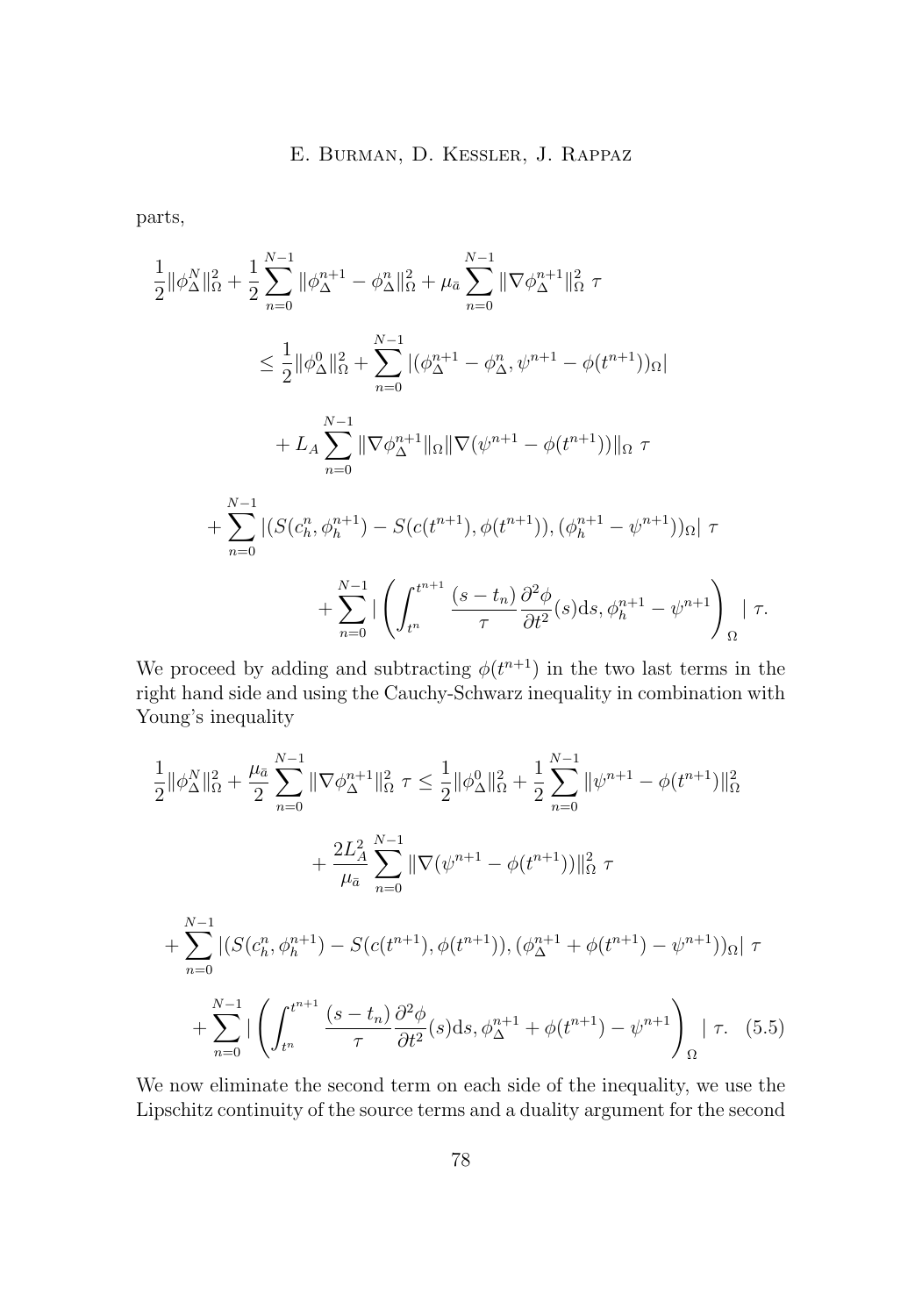parts,

$$
\begin{aligned}
\frac{1}{2}\|\phi_\Delta^N\|_\Omega^2 &+ \frac{1}{2}\sum_{n=0}^{N-1}\|\phi_\Delta^{n+1}-\phi_\Delta^n\|_\Omega^2 + \mu_{\bar a}\sum_{n=0}^{N-1}\|\nabla\phi_\Delta^{n+1}\|_\Omega^2\ \tau \\
&\le \frac{1}{2}\|\phi_\Delta^0\|_\Omega^2 + \sum_{n=0}^{N-1}|(\phi_\Delta^{n+1}-\phi_\Delta^n, \psi^{n+1}-\phi(t^{n+1}))_\Omega| \\
&\quad + L_A\sum_{n=0}^{N-1}\|\nabla\phi_\Delta^{n+1}\|_\Omega\|\nabla(\psi^{n+1}-\phi(t^{n+1}))\|_\Omega\ \tau \\
&+ \sum_{n=0}^{N-1}|(S(c_h^n,\phi_h^{n+1})-S(c(t^{n+1}),\phi(t^{n+1})),(\phi_h^{n+1}-\psi^{n+1}))_\Omega|\ \tau \\
&\quad + \sum_{n=0}^{N-1}|\left(\int_{t^n}^{t^{n+1}}\frac{(s-t_n)}{\tau}\frac{\partial^2\phi}{\partial t^2}(s)\mathrm{d}s, \phi_h^{n+1}-\psi^{n+1}\right)_\Omega|\ \tau.
\end{aligned}
$$

We proceed by adding and subtracting $\phi(t^{n+1})$ in the two last terms in the right hand side and using the Cauchy-Schwarz inequality in combination with Young's inequality

$$
\begin{aligned}
\frac{1}{2}\|\phi_\Delta^N\|_\Omega^2 + \frac{\mu_{\bar a}}{2}\sum_{n=0}^{N-1}\|\nabla\phi_\Delta^{n+1}\|_\Omega^2\ \tau &\le \frac{1}{2}\|\phi_\Delta^0\|_\Omega^2 + \frac{1}{2}\sum_{n=0}^{N-1}\|\psi^{n+1}-\phi(t^{n+1})\|_\Omega^2 \\
&\quad + \frac{2L_A^2}{\mu_{\bar a}}\sum_{n=0}^{N-1}\|\nabla(\psi^{n+1}-\phi(t^{n+1}))\|_\Omega^2\ \tau \\
+ \sum_{n=0}^{N-1}|(S(c_h^n,\phi_h^{n+1})&-S(c(t^{n+1}),\phi(t^{n+1})),(\phi_\Delta^{n+1}+\phi(t^{n+1})-\psi^{n+1}))_\Omega|\ \tau \\
&+ \sum_{n=0}^{N-1}|\left(\int_{t^n}^{t^{n+1}}\frac{(s-t_n)}{\tau}\frac{\partial^2\phi}{\partial t^2}(s)\mathrm{d}s, \phi_\Delta^{n+1}+\phi(t^{n+1})-\psi^{n+1}\right)_\Omega|\ \tau. \quad (5.5)
\end{aligned}
$$

We now eliminate the second term on each side of the inequality, we use the Lipschitz continuity of the source terms and a duality argument for the second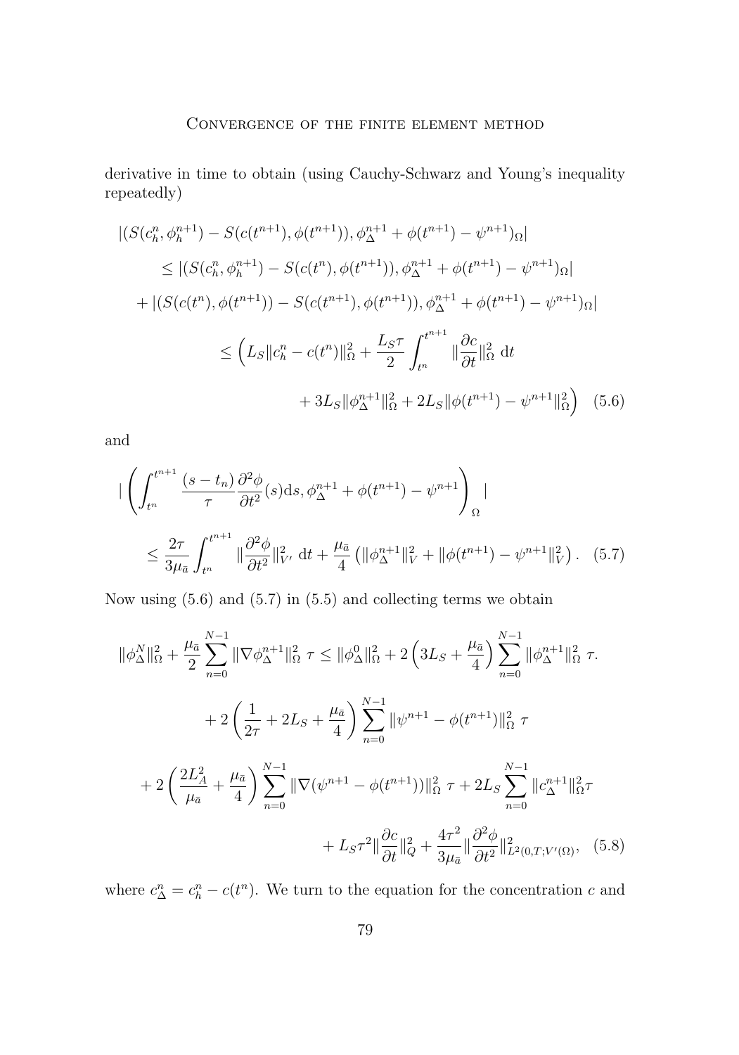derivative in time to obtain (using Cauchy-Schwarz and Young's inequality repeatedly)

$$
\begin{aligned}
&|(S(c_h^n, \phi_h^{n+1}) - S(c(t^{n+1}), \phi(t^{n+1})), \phi_\Delta^{n+1} + \phi(t^{n+1}) - \psi^{n+1})_\Omega| \\
&\quad \leq |(S(c_h^n, \phi_h^{n+1}) - S(c(t^n), \phi(t^{n+1})), \phi_\Delta^{n+1} + \phi(t^{n+1}) - \psi^{n+1})_\Omega| \\
&\quad + |(S(c(t^n), \phi(t^{n+1})) - S(c(t^{n+1}), \phi(t^{n+1})), \phi_\Delta^{n+1} + \phi(t^{n+1}) - \psi^{n+1})_\Omega| \\
&\quad \leq \Big( L_S \|c_h^n - c(t^n)\|_\Omega^2 + \frac{L_S \tau}{2} \int_{t^n}^{t^{n+1}} \|\frac{\partial c}{\partial t}\|_\Omega^2 \, \mathrm{d}t \\
&\qquad + 3L_S \|\phi_\Delta^{n+1}\|_\Omega^2 + 2L_S \|\phi(t^{n+1}) - \psi^{n+1}\|_\Omega^2 \Big) \quad (5.6)
\end{aligned}
$$

and

$$
\begin{aligned}
&\left| \left( \int_{t^n}^{t^{n+1}} \frac{(s - t_n)}{\tau} \frac{\partial^2 \phi}{\partial t^2}(s) \mathrm{d}s, \phi_\Delta^{n+1} + \phi(t^{n+1}) - \psi^{n+1} \right)_\Omega \right| \\
&\quad \leq \frac{2\tau}{3\mu_{\bar{a}}} \int_{t^n}^{t^{n+1}} \|\frac{\partial^2 \phi}{\partial t^2}\|_{V'}^2 \, \mathrm{d}t + \frac{\mu_{\bar{a}}}{4} \left( \|\phi_\Delta^{n+1}\|_V^2 + \|\phi(t^{n+1}) - \psi^{n+1}\|_V^2 \right). \quad (5.7)
\end{aligned}
$$

Now using (5.6) and (5.7) in (5.5) and collecting terms we obtain

$$
\begin{aligned}
\|\phi_\Delta^N\|_\Omega^2 &+ \frac{\mu_{\bar{a}}}{2} \sum_{n=0}^{N-1} \|\nabla \phi_\Delta^{n+1}\|_\Omega^2 \, \tau \leq \|\phi_\Delta^0\|_\Omega^2 + 2\left(3L_S + \frac{\mu_{\bar{a}}}{4}\right) \sum_{n=0}^{N-1} \|\phi_\Delta^{n+1}\|_\Omega^2 \, \tau. \\
&+ 2\left( \frac{1}{2\tau} + 2L_S + \frac{\mu_{\bar{a}}}{4} \right) \sum_{n=0}^{N-1} \|\psi^{n+1} - \phi(t^{n+1})\|_\Omega^2 \, \tau \\
&+ 2\left( \frac{2L_A^2}{\mu_{\bar{a}}} + \frac{\mu_{\bar{a}}}{4} \right) \sum_{n=0}^{N-1} \|\nabla(\psi^{n+1} - \phi(t^{n+1}))\|_\Omega^2 \, \tau + 2L_S \sum_{n=0}^{N-1} \|c_\Delta^{n+1}\|_\Omega^2 \tau \\
&+ L_S \tau^2 \|\frac{\partial c}{\partial t}\|_Q^2 + \frac{4\tau^2}{3\mu_{\bar{a}}} \|\frac{\partial^2 \phi}{\partial t^2}\|_{L^2(0,T;V'(\Omega))}^2, \quad (5.8)
\end{aligned}
$$

where $c_\Delta^n = c_h^n - c(t^n)$. We turn to the equation for the concentration $c$ and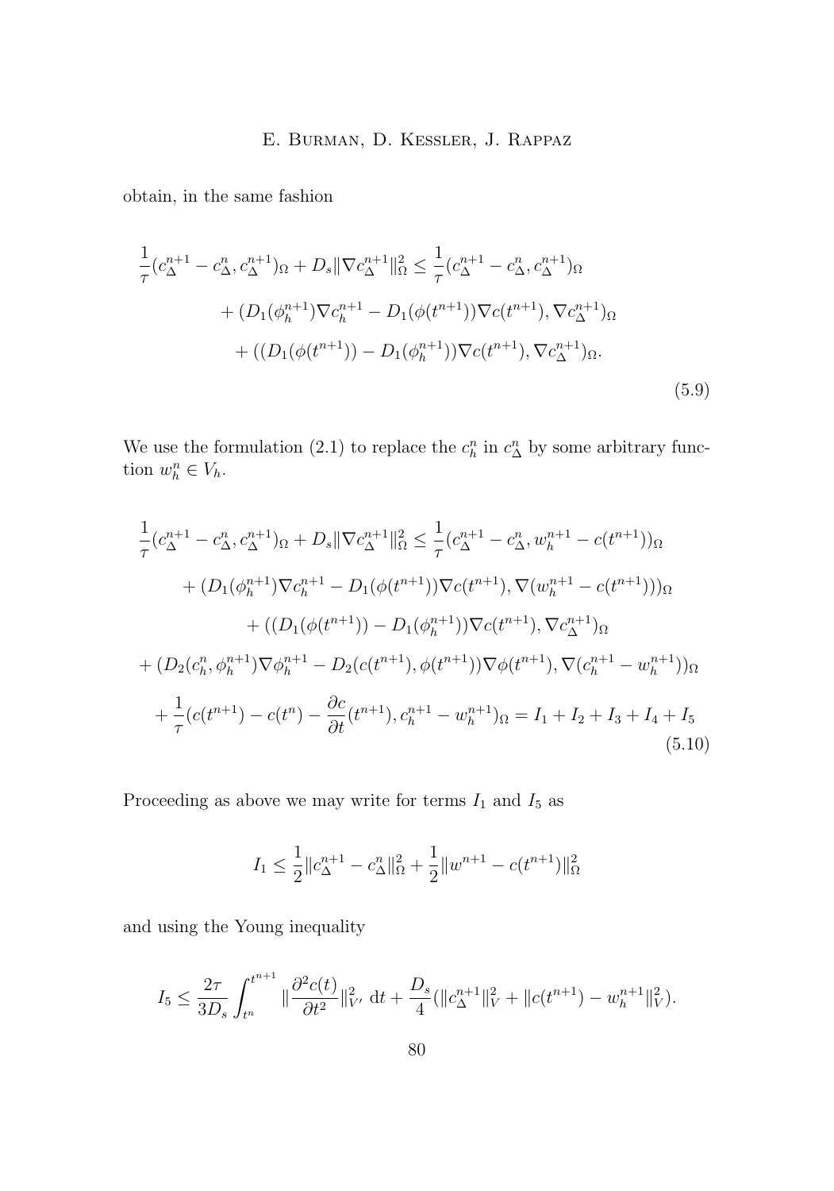obtain, in the same fashion

$$
\begin{aligned}
\frac{1}{\tau}(c_\Delta^{n+1} - c_\Delta^n, c_\Delta^{n+1})_\Omega + D_s \|\nabla c_\Delta^{n+1}\|_\Omega^2 \leq \frac{1}{\tau}(c_\Delta^{n+1} - c_\Delta^n, c_\Delta^{n+1})_\Omega \\
+ (D_1(\phi_h^{n+1})\nabla c_h^{n+1} - D_1(\phi(t^{n+1}))\nabla c(t^{n+1}), \nabla c_\Delta^{n+1})_\Omega \\
+ ((D_1(\phi(t^{n+1})) - D_1(\phi_h^{n+1}))\nabla c(t^{n+1}), \nabla c_\Delta^{n+1})_\Omega.
\end{aligned}
\tag{5.9}
$$

We use the formulation (2.1) to replace the $c_h^n$ in $c_\Delta^n$ by some arbitrary function $w_h^n \in V_h$.

$$
\begin{aligned}
\frac{1}{\tau}(c_\Delta^{n+1} - c_\Delta^n, c_\Delta^{n+1})_\Omega + D_s \|\nabla c_\Delta^{n+1}\|_\Omega^2 \leq \frac{1}{\tau}(c_\Delta^{n+1} - c_\Delta^n, w_h^{n+1} - c(t^{n+1}))_\Omega \\
+ (D_1(\phi_h^{n+1})\nabla c_h^{n+1} - D_1(\phi(t^{n+1}))\nabla c(t^{n+1}), \nabla(w_h^{n+1} - c(t^{n+1})))_\Omega \\
+ ((D_1(\phi(t^{n+1})) - D_1(\phi_h^{n+1}))\nabla c(t^{n+1}), \nabla c_\Delta^{n+1})_\Omega \\
+ (D_2(c_h^n, \phi_h^{n+1})\nabla \phi_h^{n+1} - D_2(c(t^{n+1}), \phi(t^{n+1}))\nabla \phi(t^{n+1}), \nabla(c_h^{n+1} - w_h^{n+1}))_\Omega \\
+ \frac{1}{\tau}(c(t^{n+1}) - c(t^n) - \frac{\partial c}{\partial t}(t^{n+1}), c_h^{n+1} - w_h^{n+1})_\Omega = I_1 + I_2 + I_3 + I_4 + I_5
\end{aligned}
\tag{5.10}
$$

Proceeding as above we may write for terms $I_1$ and $I_5$ as

$$
I_1 \leq \frac{1}{2}\|c_\Delta^{n+1} - c_\Delta^n\|_\Omega^2 + \frac{1}{2}\|w^{n+1} - c(t^{n+1})\|_\Omega^2
$$

and using the Young inequality

$$
I_5 \leq \frac{2\tau}{3D_s}\int_{t^n}^{t^{n+1}} \|\frac{\partial^2 c(t)}{\partial t^2}\|_{V'}^2 \, \mathrm{d}t + \frac{D_s}{4}(\|c_\Delta^{n+1}\|_V^2 + \|c(t^{n+1}) - w_h^{n+1}\|_V^2).
$$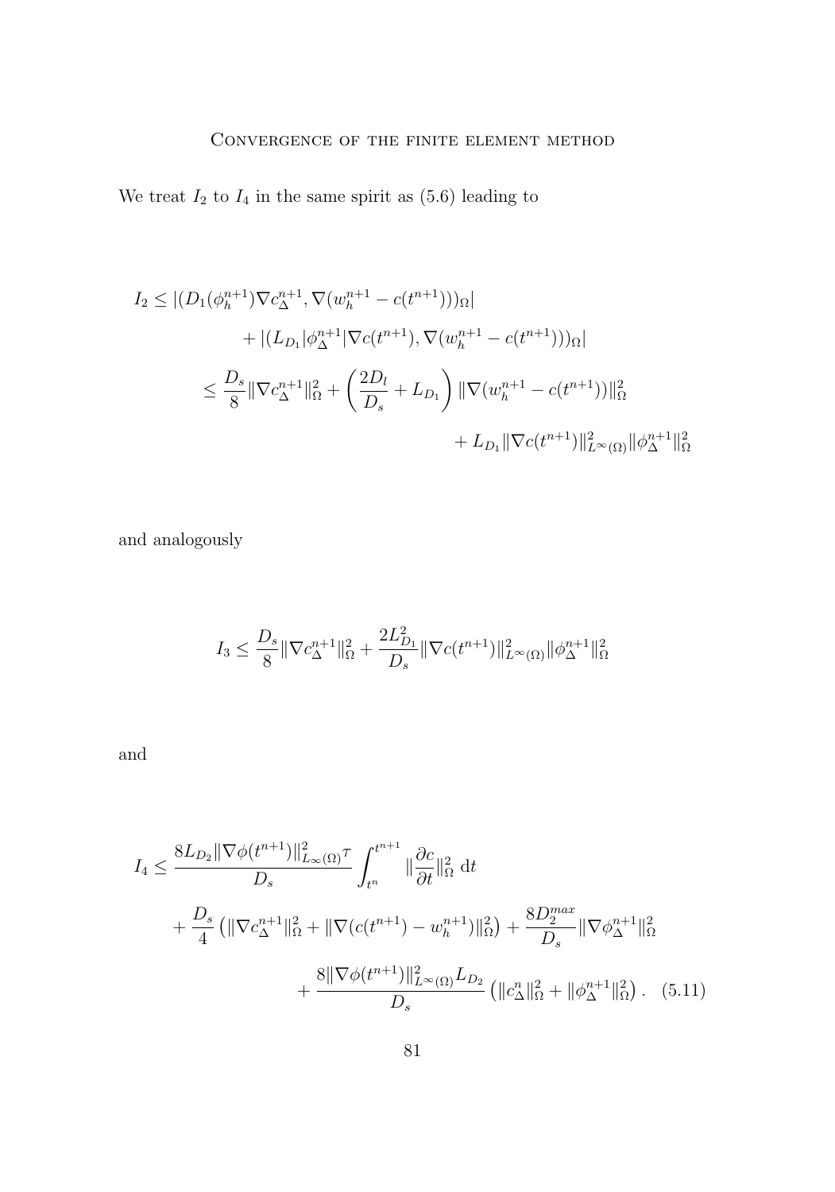We treat $I_2$ to $I_4$ in the same spirit as (5.6) leading to

$$
\begin{aligned}
I_2 &\leq |(D_1(\phi_h^{n+1})\nabla c_\Delta^{n+1}, \nabla(w_h^{n+1} - c(t^{n+1})))_\Omega| \\
&\qquad + |(L_{D_1}|\phi_\Delta^{n+1}|\nabla c(t^{n+1}), \nabla(w_h^{n+1} - c(t^{n+1})))_\Omega| \\
&\leq \frac{D_s}{8}\|\nabla c_\Delta^{n+1}\|_\Omega^2 + \left(\frac{2D_l}{D_s} + L_{D_1}\right)\|\nabla(w_h^{n+1} - c(t^{n+1}))\|_\Omega^2 \\
&\qquad\qquad + L_{D_1}\|\nabla c(t^{n+1})\|_{L^\infty(\Omega)}^2\|\phi_\Delta^{n+1}\|_\Omega^2
\end{aligned}
$$

and analogously

$$
I_3 \leq \frac{D_s}{8}\|\nabla c_\Delta^{n+1}\|_\Omega^2 + \frac{2L_{D_1}^2}{D_s}\|\nabla c(t^{n+1})\|_{L^\infty(\Omega)}^2\|\phi_\Delta^{n+1}\|_\Omega^2
$$

and

$$
\begin{aligned}
I_4 &\leq \frac{8L_{D_2}\|\nabla\phi(t^{n+1})\|_{L_\infty(\Omega)}^2\tau}{D_s}\int_{t^n}^{t^{n+1}}\|\frac{\partial c}{\partial t}\|_\Omega^2\,\mathrm{d}t \\
&\quad + \frac{D_s}{4}\left(\|\nabla c_\Delta^{n+1}\|_\Omega^2 + \|\nabla(c(t^{n+1}) - w_h^{n+1})\|_\Omega^2\right) + \frac{8D_2^{max}}{D_s}\|\nabla\phi_\Delta^{n+1}\|_\Omega^2 \\
&\qquad + \frac{8\|\nabla\phi(t^{n+1})\|_{L^\infty(\Omega)}^2 L_{D_2}}{D_s}\left(\|c_\Delta^n\|_\Omega^2 + \|\phi_\Delta^{n+1}\|_\Omega^2\right). \quad (5.11)
\end{aligned}
$$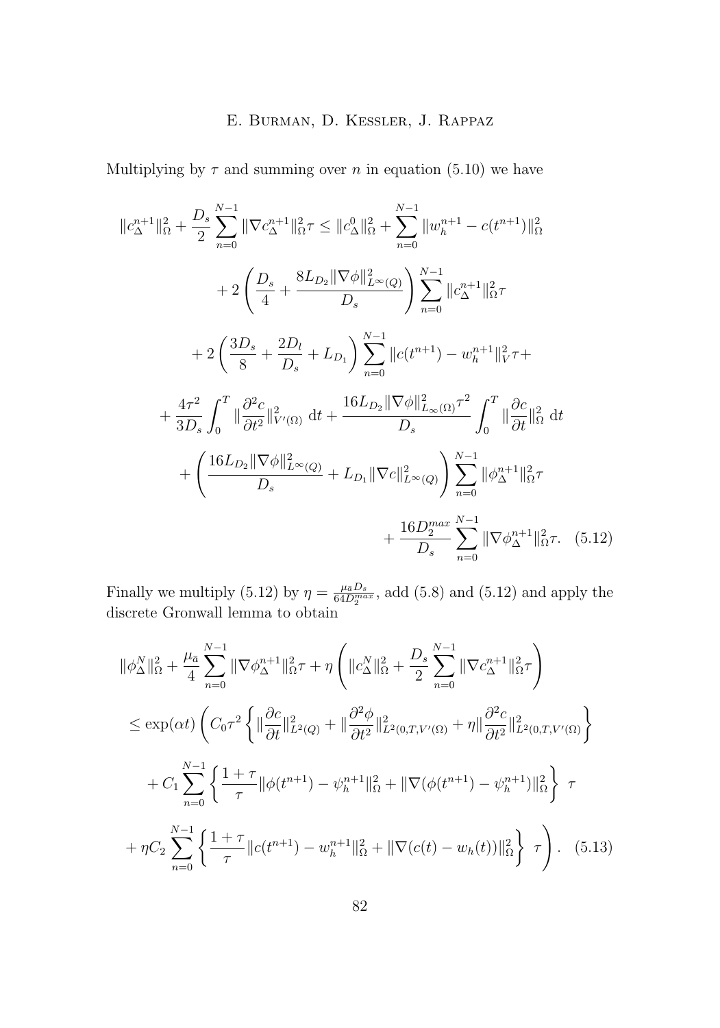Multiplying by $\tau$ and summing over $n$ in equation (5.10) we have

$$
\begin{aligned}
\|c_\Delta^{n+1}\|_\Omega^2 + \frac{D_s}{2}\sum_{n=0}^{N-1}\|\nabla c_\Delta^{n+1}\|_\Omega^2\tau \leq \|c_\Delta^0\|_\Omega^2 + \sum_{n=0}^{N-1}\|w_h^{n+1} - c(t^{n+1})\|_\Omega^2 \\
+ 2\left(\frac{D_s}{4} + \frac{8L_{D_2}\|\nabla\phi\|_{L^\infty(Q)}^2}{D_s}\right)\sum_{n=0}^{N-1}\|c_\Delta^{n+1}\|_\Omega^2\tau \\
+ 2\left(\frac{3D_s}{8} + \frac{2D_l}{D_s} + L_{D_1}\right)\sum_{n=0}^{N-1}\|c(t^{n+1}) - w_h^{n+1}\|_V^2\tau + \\
+ \frac{4\tau^2}{3D_s}\int_0^T\|\frac{\partial^2 c}{\partial t^2}\|_{V'(\Omega)}^2\,\mathrm{d}t + \frac{16L_{D_2}\|\nabla\phi\|_{L_\infty(\Omega)}^2\tau^2}{D_s}\int_0^T\|\frac{\partial c}{\partial t}\|_\Omega^2\,\mathrm{d}t \\
+ \left(\frac{16L_{D_2}\|\nabla\phi\|_{L^\infty(Q)}^2}{D_s} + L_{D_1}\|\nabla c\|_{L^\infty(Q)}^2\right)\sum_{n=0}^{N-1}\|\phi_\Delta^{n+1}\|_\Omega^2\tau \\
+ \frac{16D_2^{max}}{D_s}\sum_{n=0}^{N-1}\|\nabla\phi_\Delta^{n+1}\|_\Omega^2\tau. \quad (5.12)
\end{aligned}
$$

Finally we multiply (5.12) by $\eta = \frac{\mu_{\bar{a}}D_s}{64D_2^{max}}$, add (5.8) and (5.12) and apply the discrete Gronwall lemma to obtain

$$
\begin{aligned}
&\|\phi_\Delta^N\|_\Omega^2 + \frac{\mu_{\bar{a}}}{4}\sum_{n=0}^{N-1}\|\nabla\phi_\Delta^{n+1}\|_\Omega^2\tau + \eta\left(\|c_\Delta^N\|_\Omega^2 + \frac{D_s}{2}\sum_{n=0}^{N-1}\|\nabla c_\Delta^{n+1}\|_\Omega^2\tau\right) \\
&\leq \exp(\alpha t)\Bigg(C_0\tau^2\left\{\|\frac{\partial c}{\partial t}\|_{L^2(Q)}^2 + \|\frac{\partial^2\phi}{\partial t^2}\|_{L^2(0,T,V'(\Omega)}^2 + \eta\|\frac{\partial^2 c}{\partial t^2}\|_{L^2(0,T,V'(\Omega)}^2\right\} \\
&+ C_1\sum_{n=0}^{N-1}\left\{\frac{1+\tau}{\tau}\|\phi(t^{n+1}) - \psi_h^{n+1}\|_\Omega^2 + \|\nabla(\phi(t^{n+1}) - \psi_h^{n+1})\|_\Omega^2\right\}\ \tau \\
&+ \eta C_2\sum_{n=0}^{N-1}\left\{\frac{1+\tau}{\tau}\|c(t^{n+1}) - w_h^{n+1}\|_\Omega^2 + \|\nabla(c(t) - w_h(t))\|_\Omega^2\right\}\ \tau\Bigg). \quad (5.13)
\end{aligned}
$$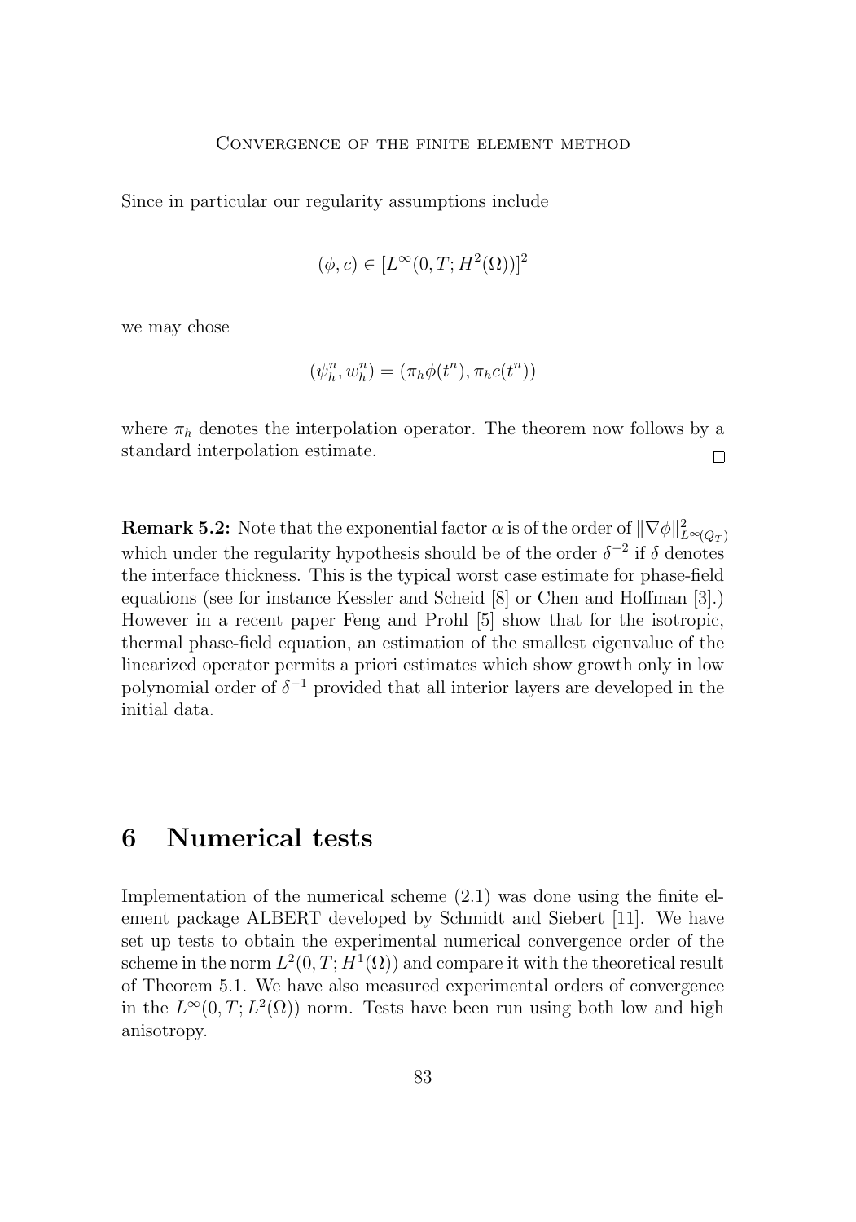Since in particular our regularity assumptions include

$$(\phi, c) \in [L^\infty(0,T;H^2(\Omega))]^2$$

we may chose

$$(\psi_h^n, w_h^n) = (\pi_h \phi(t^n), \pi_h c(t^n))$$

where $\pi_h$ denotes the interpolation operator. The theorem now follows by a standard interpolation estimate. □

**Remark 5.2:** Note that the exponential factor $\alpha$ is of the order of $\|\nabla\phi\|^2_{L^\infty(Q_T)}$ which under the regularity hypothesis should be of the order $\delta^{-2}$ if $\delta$ denotes the interface thickness. This is the typical worst case estimate for phase-field equations (see for instance Kessler and Scheid [8] or Chen and Hoffman [3].) However in a recent paper Feng and Prohl [5] show that for the isotropic, thermal phase-field equation, an estimation of the smallest eigenvalue of the linearized operator permits a priori estimates which show growth only in low polynomial order of $\delta^{-1}$ provided that all interior layers are developed in the initial data.

# 6 Numerical tests

Implementation of the numerical scheme (2.1) was done using the finite element package ALBERT developed by Schmidt and Siebert [11]. We have set up tests to obtain the experimental numerical convergence order of the scheme in the norm $L^2(0,T;H^1(\Omega))$ and compare it with the theoretical result of Theorem 5.1. We have also measured experimental orders of convergence in the $L^\infty(0,T;L^2(\Omega))$ norm. Tests have been run using both low and high anisotropy.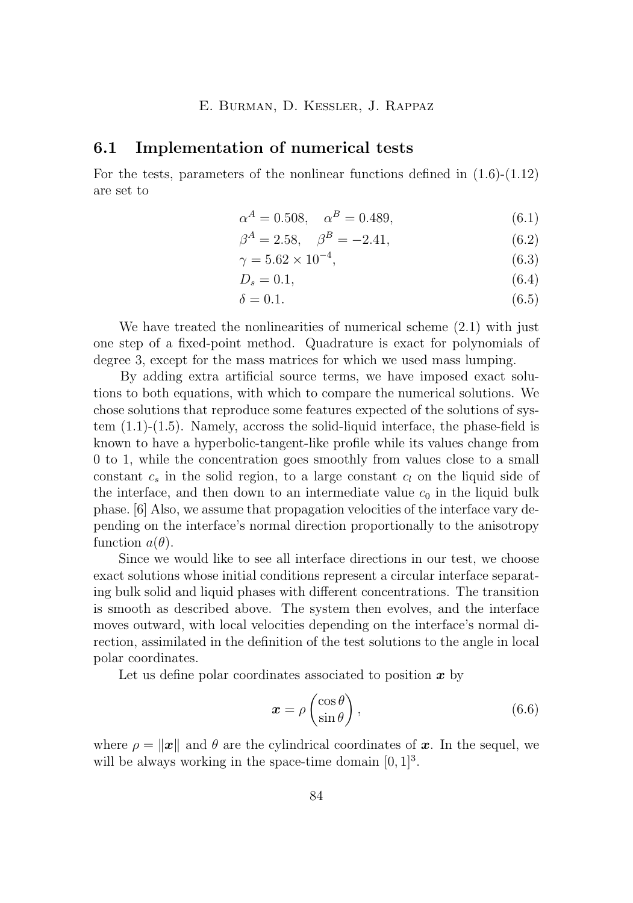## 6.1 Implementation of numerical tests

For the tests, parameters of the nonlinear functions defined in (1.6)-(1.12) are set to

$$\alpha^A = 0.508, \quad \alpha^B = 0.489, \tag{6.1}$$

$$\beta^A = 2.58, \quad \beta^B = -2.41, \tag{6.2}$$

$$\gamma = 5.62 \times 10^{-4}, \tag{6.3}$$

$$D_s = 0.1, \tag{6.4}$$

$$\delta = 0.1. \tag{6.5}$$

We have treated the nonlinearities of numerical scheme (2.1) with just one step of a fixed-point method. Quadrature is exact for polynomials of degree 3, except for the mass matrices for which we used mass lumping.

By adding extra artificial source terms, we have imposed exact solutions to both equations, with which to compare the numerical solutions. We chose solutions that reproduce some features expected of the solutions of system (1.1)-(1.5). Namely, accross the solid-liquid interface, the phase-field is known to have a hyperbolic-tangent-like profile while its values change from 0 to 1, while the concentration goes smoothly from values close to a small constant $c_s$ in the solid region, to a large constant $c_l$ on the liquid side of the interface, and then down to an intermediate value $c_0$ in the liquid bulk phase. [6] Also, we assume that propagation velocities of the interface vary depending on the interface's normal direction proportionally to the anisotropy function $a(\theta)$.

Since we would like to see all interface directions in our test, we choose exact solutions whose initial conditions represent a circular interface separating bulk solid and liquid phases with different concentrations. The transition is smooth as described above. The system then evolves, and the interface moves outward, with local velocities depending on the interface's normal direction, assimilated in the definition of the test solutions to the angle in local polar coordinates.

Let us define polar coordinates associated to position $\boldsymbol{x}$ by

$$\boldsymbol{x} = \rho \begin{pmatrix} \cos\theta \\ \sin\theta \end{pmatrix}, \tag{6.6}$$

where $\rho = \|\boldsymbol{x}\|$ and $\theta$ are the cylindrical coordinates of $\boldsymbol{x}$. In the sequel, we will be always working in the space-time domain $[0,1]^3$.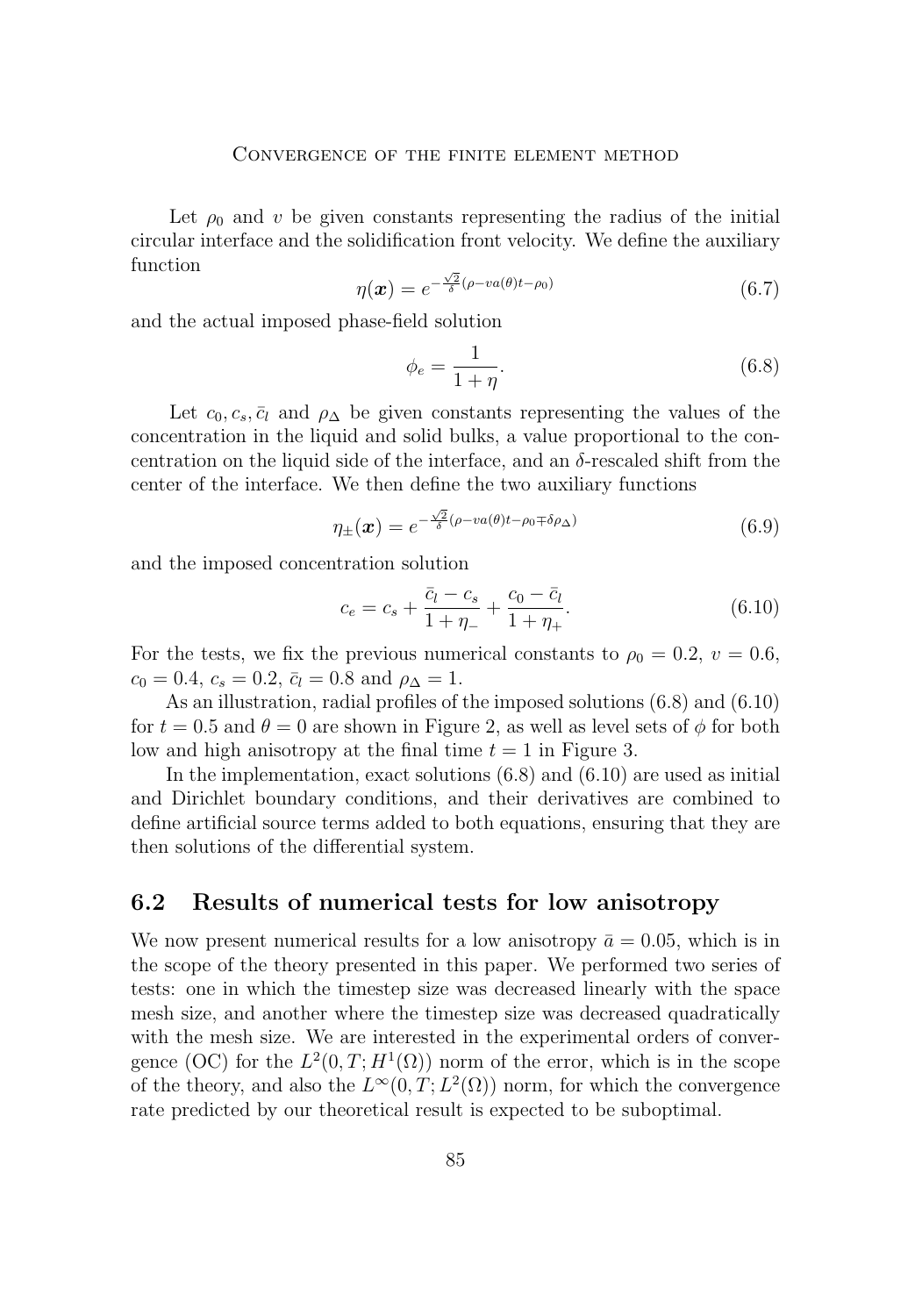Let $\rho_0$ and $v$ be given constants representing the radius of the initial circular interface and the solidification front velocity. We define the auxiliary function

$$\eta(\boldsymbol{x}) = e^{-\frac{\sqrt{2}}{\delta}(\rho - va(\theta)t - \rho_0)} \tag{6.7}$$

and the actual imposed phase-field solution

$$\phi_e = \frac{1}{1+\eta}. \tag{6.8}$$

Let $c_0, c_s, \bar{c}_l$ and $\rho_\Delta$ be given constants representing the values of the concentration in the liquid and solid bulks, a value proportional to the concentration on the liquid side of the interface, and an $\delta$-rescaled shift from the center of the interface. We then define the two auxiliary functions

$$\eta_\pm(\boldsymbol{x}) = e^{-\frac{\sqrt{2}}{\delta}(\rho - va(\theta)t - \rho_0 \mp \delta\rho_\Delta)} \tag{6.9}$$

and the imposed concentration solution

$$c_e = c_s + \frac{\bar{c}_l - c_s}{1+\eta_-} + \frac{c_0 - \bar{c}_l}{1+\eta_+}. \tag{6.10}$$

For the tests, we fix the previous numerical constants to $\rho_0 = 0.2$, $v = 0.6$, $c_0 = 0.4$, $c_s = 0.2$, $\bar{c}_l = 0.8$ and $\rho_\Delta = 1$.

As an illustration, radial profiles of the imposed solutions (6.8) and (6.10) for $t = 0.5$ and $\theta = 0$ are shown in Figure 2, as well as level sets of $\phi$ for both low and high anisotropy at the final time $t = 1$ in Figure 3.

In the implementation, exact solutions (6.8) and (6.10) are used as initial and Dirichlet boundary conditions, and their derivatives are combined to define artificial source terms added to both equations, ensuring that they are then solutions of the differential system.

## 6.2 Results of numerical tests for low anisotropy

We now present numerical results for a low anisotropy $\bar{a} = 0.05$, which is in the scope of the theory presented in this paper. We performed two series of tests: one in which the timestep size was decreased linearly with the space mesh size, and another where the timestep size was decreased quadratically with the mesh size. We are interested in the experimental orders of convergence (OC) for the $L^2(0,T;H^1(\Omega))$ norm of the error, which is in the scope of the theory, and also the $L^\infty(0,T;L^2(\Omega))$ norm, for which the convergence rate predicted by our theoretical result is expected to be suboptimal.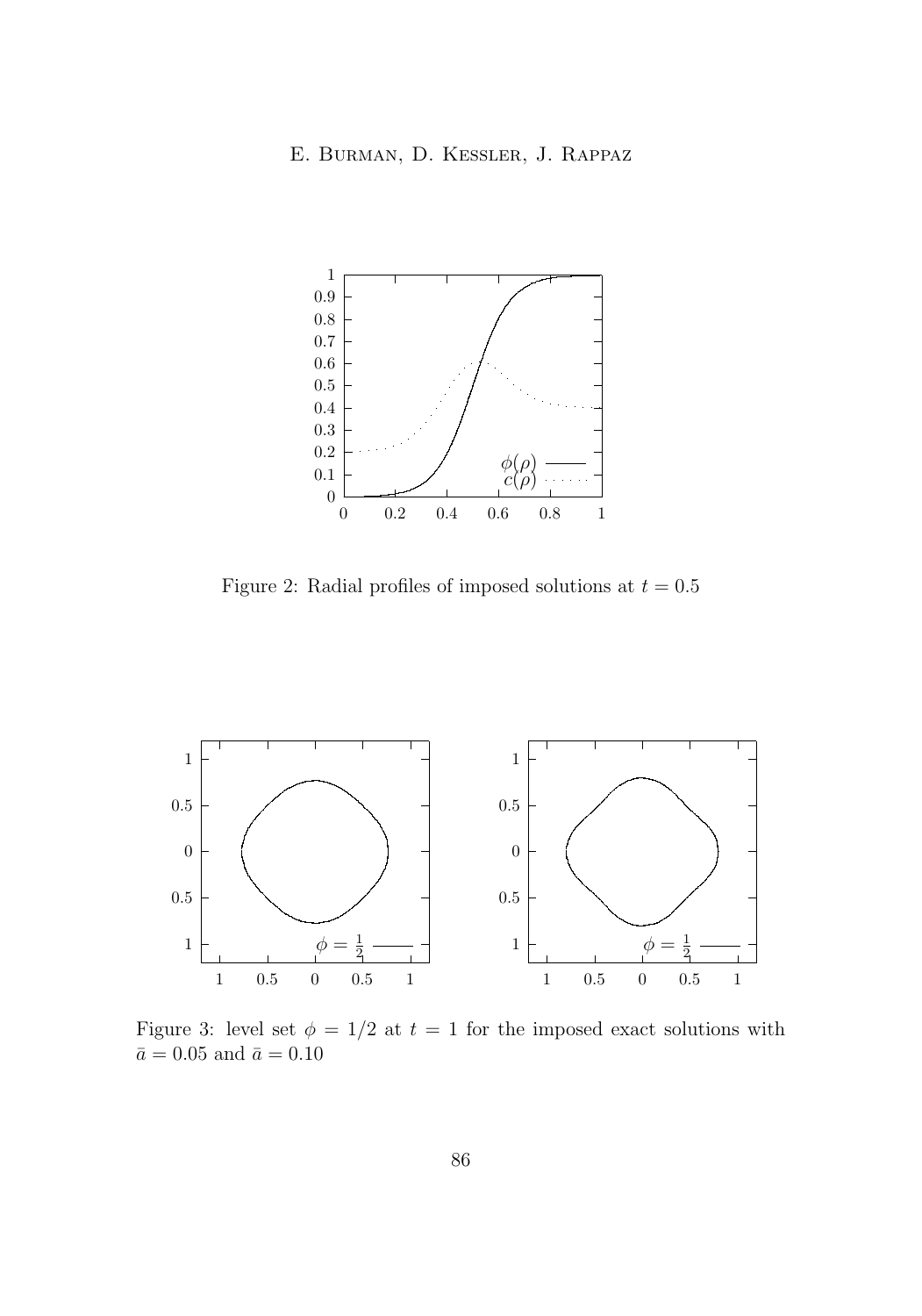Figure 2: Radial profiles of imposed solutions at $t = 0.5$

Figure 3: level set $\phi = 1/2$ at $t = 1$ for the imposed exact solutions with $\bar{a} = 0.05$ and $\bar{a} = 0.10$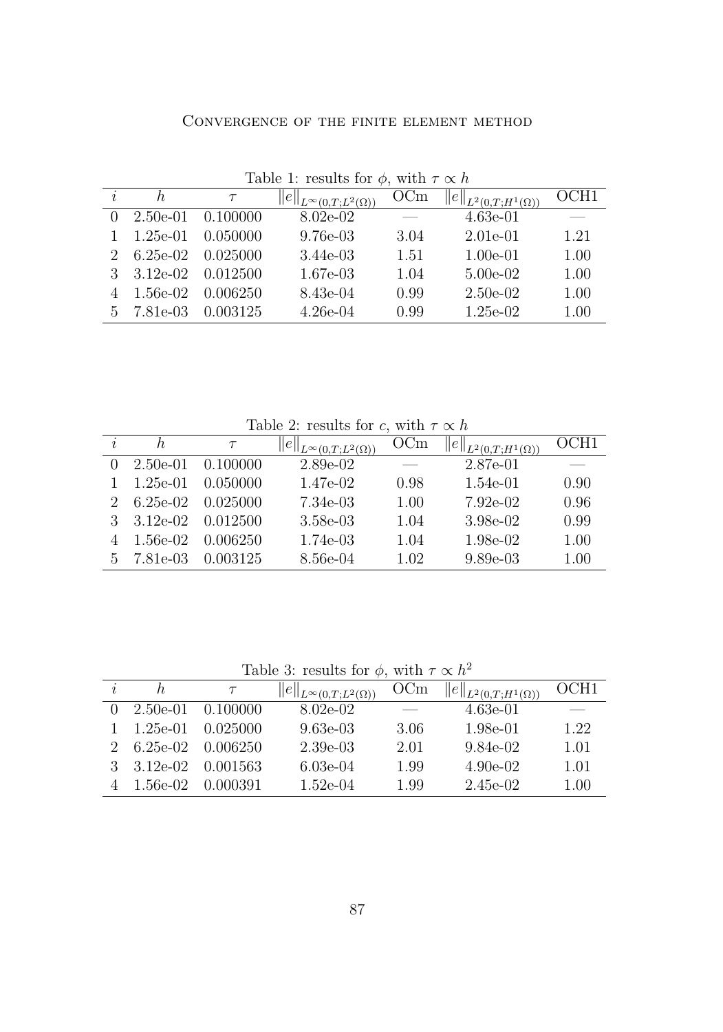Table 1: results for $\phi$, with $\tau \propto h$

| $i$ | $h$ | $\tau$ | $\|e\|_{L^\infty(0,T;L^2(\Omega))}$ | OCm | $\|e\|_{L^2(0,T;H^1(\Omega))}$ | OCH1 |
|---|---|---|---|---|---|---|
| 0 | 2.50e-01 | 0.100000 | 8.02e-02 | — | 4.63e-01 | — |
| 1 | 1.25e-01 | 0.050000 | 9.76e-03 | 3.04 | 2.01e-01 | 1.21 |
| 2 | 6.25e-02 | 0.025000 | 3.44e-03 | 1.51 | 1.00e-01 | 1.00 |
| 3 | 3.12e-02 | 0.012500 | 1.67e-03 | 1.04 | 5.00e-02 | 1.00 |
| 4 | 1.56e-02 | 0.006250 | 8.43e-04 | 0.99 | 2.50e-02 | 1.00 |
| 5 | 7.81e-03 | 0.003125 | 4.26e-04 | 0.99 | 1.25e-02 | 1.00 |

Table 2: results for $c$, with $\tau \propto h$

| $i$ | $h$ | $\tau$ | $\|e\|_{L^\infty(0,T;L^2(\Omega))}$ | OCm | $\|e\|_{L^2(0,T;H^1(\Omega))}$ | OCH1 |
|---|---|---|---|---|---|---|
| 0 | 2.50e-01 | 0.100000 | 2.89e-02 | — | 2.87e-01 | — |
| 1 | 1.25e-01 | 0.050000 | 1.47e-02 | 0.98 | 1.54e-01 | 0.90 |
| 2 | 6.25e-02 | 0.025000 | 7.34e-03 | 1.00 | 7.92e-02 | 0.96 |
| 3 | 3.12e-02 | 0.012500 | 3.58e-03 | 1.04 | 3.98e-02 | 0.99 |
| 4 | 1.56e-02 | 0.006250 | 1.74e-03 | 1.04 | 1.98e-02 | 1.00 |
| 5 | 7.81e-03 | 0.003125 | 8.56e-04 | 1.02 | 9.89e-03 | 1.00 |

Table 3: results for $\phi$, with $\tau \propto h^2$

| $i$ | $h$ | $\tau$ | $\|e\|_{L^\infty(0,T;L^2(\Omega))}$ | OCm | $\|e\|_{L^2(0,T;H^1(\Omega))}$ | OCH1 |
|---|---|---|---|---|---|---|
| 0 | 2.50e-01 | 0.100000 | 8.02e-02 | — | 4.63e-01 | — |
| 1 | 1.25e-01 | 0.025000 | 9.63e-03 | 3.06 | 1.98e-01 | 1.22 |
| 2 | 6.25e-02 | 0.006250 | 2.39e-03 | 2.01 | 9.84e-02 | 1.01 |
| 3 | 3.12e-02 | 0.001563 | 6.03e-04 | 1.99 | 4.90e-02 | 1.01 |
| 4 | 1.56e-02 | 0.000391 | 1.52e-04 | 1.99 | 2.45e-02 | 1.00 |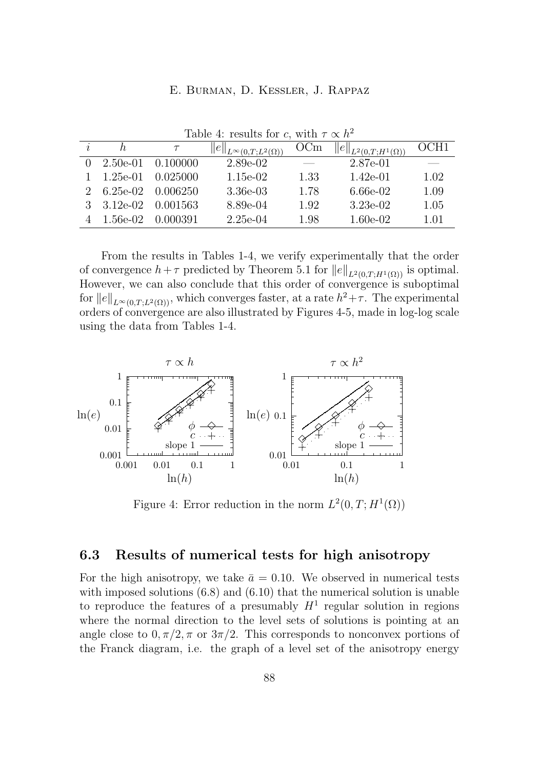Table 4: results for $c$, with $\tau \propto h^2$

| $i$ | $h$ | $\tau$ | $\|e\|_{L^\infty(0,T;L^2(\Omega))}$ | OCm | $\|e\|_{L^2(0,T;H^1(\Omega))}$ | OCH1 |
|---|---|---|---|---|---|---|
| 0 | 2.50e-01 | 0.100000 | 2.89e-02 | — | 2.87e-01 | — |
| 1 | 1.25e-01 | 0.025000 | 1.15e-02 | 1.33 | 1.42e-01 | 1.02 |
| 2 | 6.25e-02 | 0.006250 | 3.36e-03 | 1.78 | 6.66e-02 | 1.09 |
| 3 | 3.12e-02 | 0.001563 | 8.89e-04 | 1.92 | 3.23e-02 | 1.05 |
| 4 | 1.56e-02 | 0.000391 | 2.25e-04 | 1.98 | 1.60e-02 | 1.01 |

From the results in Tables 1-4, we verify experimentally that the order of convergence $h+\tau$ predicted by Theorem 5.1 for $\|e\|_{L^2(0,T;H^1(\Omega))}$ is optimal. However, we can also conclude that this order of convergence is suboptimal for $\|e\|_{L^\infty(0,T;L^2(\Omega))}$, which converges faster, at a rate $h^2+\tau$. The experimental orders of convergence are also illustrated by Figures 4-5, made in log-log scale using the data from Tables 1-4.

Figure 4: Error reduction in the norm $L^2(0,T;H^1(\Omega))$

### 6.3 Results of numerical tests for high anisotropy

For the high anisotropy, we take $\bar{a} = 0.10$. We observed in numerical tests with imposed solutions (6.8) and (6.10) that the numerical solution is unable to reproduce the features of a presumably $H^1$ regular solution in regions where the normal direction to the level sets of solutions is pointing at an angle close to $0, \pi/2, \pi$ or $3\pi/2$. This corresponds to nonconvex portions of the Franck diagram, i.e. the graph of a level set of the anisotropy energy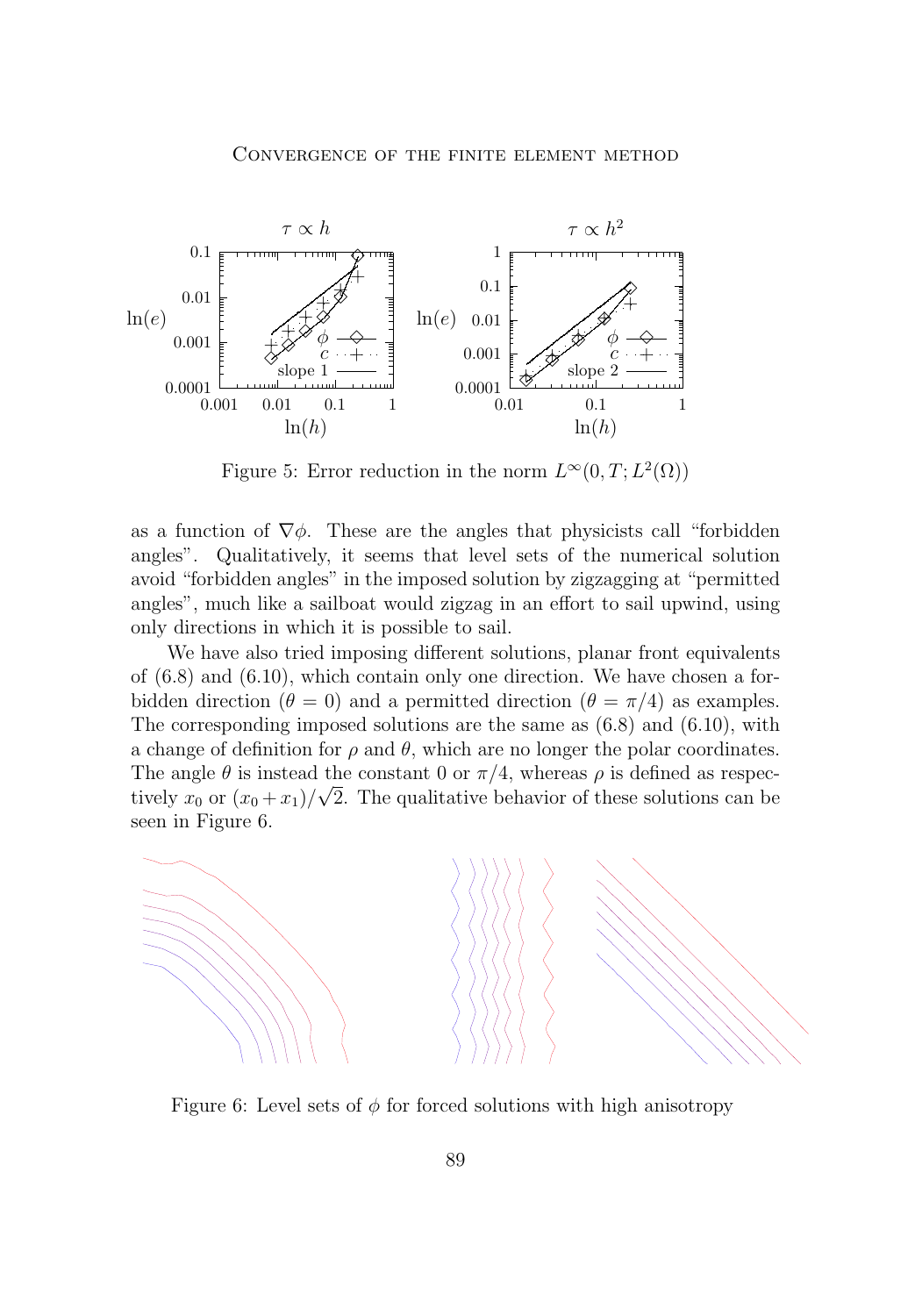Figure 5: Error reduction in the norm $L^\infty(0, T; L^2(\Omega))$

as a function of $\nabla\phi$. These are the angles that physicists call "forbidden angles". Qualitatively, it seems that level sets of the numerical solution avoid "forbidden angles" in the imposed solution by zigzagging at "permitted angles", much like a sailboat would zigzag in an effort to sail upwind, using only directions in which it is possible to sail.

We have also tried imposing different solutions, planar front equivalents of (6.8) and (6.10), which contain only one direction. We have chosen a forbidden direction ($\theta = 0$) and a permitted direction ($\theta = \pi/4$) as examples. The corresponding imposed solutions are the same as (6.8) and (6.10), with a change of definition for $\rho$ and $\theta$, which are no longer the polar coordinates. The angle $\theta$ is instead the constant 0 or $\pi/4$, whereas $\rho$ is defined as respectively $x_0$ or $(x_0 + x_1)/\sqrt{2}$. The qualitative behavior of these solutions can be seen in Figure 6.

Figure 6: Level sets of $\phi$ for forced solutions with high anisotropy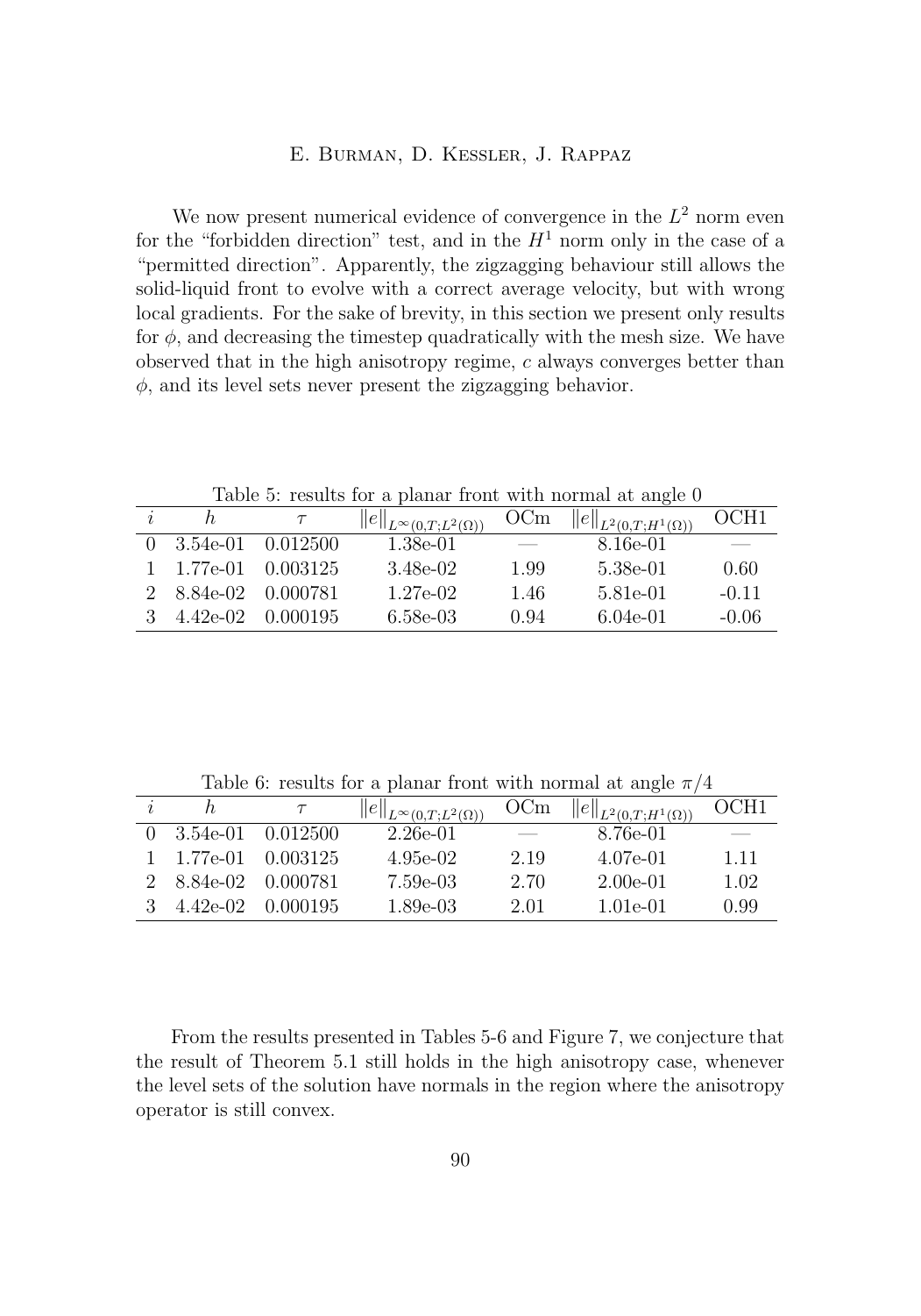We now present numerical evidence of convergence in the $L^2$ norm even for the "forbidden direction" test, and in the $H^1$ norm only in the case of a "permitted direction". Apparently, the zigzagging behaviour still allows the solid-liquid front to evolve with a correct average velocity, but with wrong local gradients. For the sake of brevity, in this section we present only results for $\phi$, and decreasing the timestep quadratically with the mesh size. We have observed that in the high anisotropy regime, $c$ always converges better than $\phi$, and its level sets never present the zigzagging behavior.

Table 5: results for a planar front with normal at angle 0

| $i$ | $h$ | $\tau$ | $\|e\|_{L^\infty(0,T;L^2(\Omega))}$ | OCm | $\|e\|_{L^2(0,T;H^1(\Omega))}$ | OCH1 |
|---|---|---|---|---|---|---|
| 0 | 3.54e-01 | 0.012500 | 1.38e-01 | — | 8.16e-01 | — |
| 1 | 1.77e-01 | 0.003125 | 3.48e-02 | 1.99 | 5.38e-01 | 0.60 |
| 2 | 8.84e-02 | 0.000781 | 1.27e-02 | 1.46 | 5.81e-01 | -0.11 |
| 3 | 4.42e-02 | 0.000195 | 6.58e-03 | 0.94 | 6.04e-01 | -0.06 |

Table 6: results for a planar front with normal at angle $\pi/4$

| $i$ | $h$ | $\tau$ | $\|e\|_{L^\infty(0,T;L^2(\Omega))}$ | OCm | $\|e\|_{L^2(0,T;H^1(\Omega))}$ | OCH1 |
|---|---|---|---|---|---|---|
| 0 | 3.54e-01 | 0.012500 | 2.26e-01 | — | 8.76e-01 | — |
| 1 | 1.77e-01 | 0.003125 | 4.95e-02 | 2.19 | 4.07e-01 | 1.11 |
| 2 | 8.84e-02 | 0.000781 | 7.59e-03 | 2.70 | 2.00e-01 | 1.02 |
| 3 | 4.42e-02 | 0.000195 | 1.89e-03 | 2.01 | 1.01e-01 | 0.99 |

From the results presented in Tables 5-6 and Figure 7, we conjecture that the result of Theorem 5.1 still holds in the high anisotropy case, whenever the level sets of the solution have normals in the region where the anisotropy operator is still convex.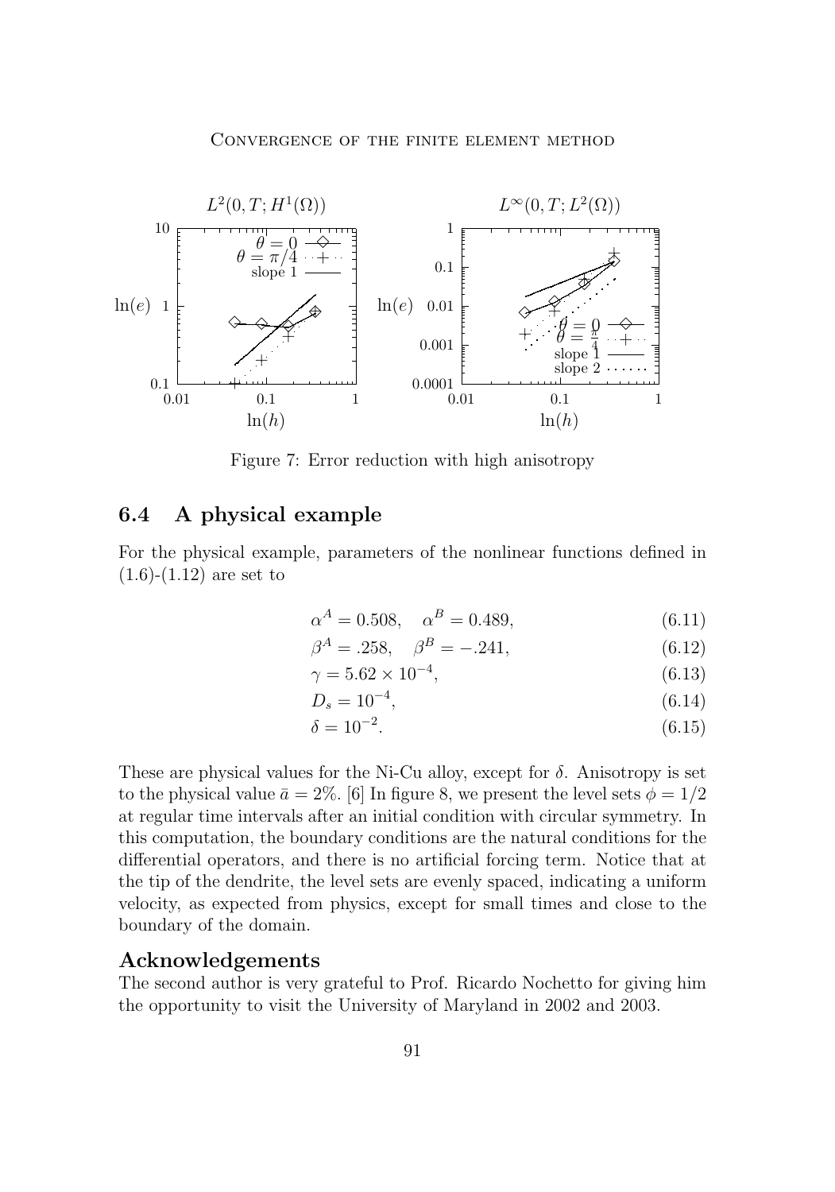Figure 7: Error reduction with high anisotropy

## 6.4 A physical example

For the physical example, parameters of the nonlinear functions defined in (1.6)-(1.12) are set to

$$\alpha^A = 0.508, \quad \alpha^B = 0.489, \tag{6.11}$$

$$\beta^A = .258, \quad \beta^B = -.241, \tag{6.12}$$

$$\gamma = 5.62 \times 10^{-4}, \tag{6.13}$$

$$D_s = 10^{-4}, \tag{6.14}$$

$$\delta = 10^{-2}. \tag{6.15}$$

These are physical values for the Ni-Cu alloy, except for $\delta$. Anisotropy is set to the physical value $\bar{a} = 2\%$. [6] In figure 8, we present the level sets $\phi = 1/2$ at regular time intervals after an initial condition with circular symmetry. In this computation, the boundary conditions are the natural conditions for the differential operators, and there is no artificial forcing term. Notice that at the tip of the dendrite, the level sets are evenly spaced, indicating a uniform velocity, as expected from physics, except for small times and close to the boundary of the domain.

## Acknowledgements

The second author is very grateful to Prof. Ricardo Nochetto for giving him the opportunity to visit the University of Maryland in 2002 and 2003.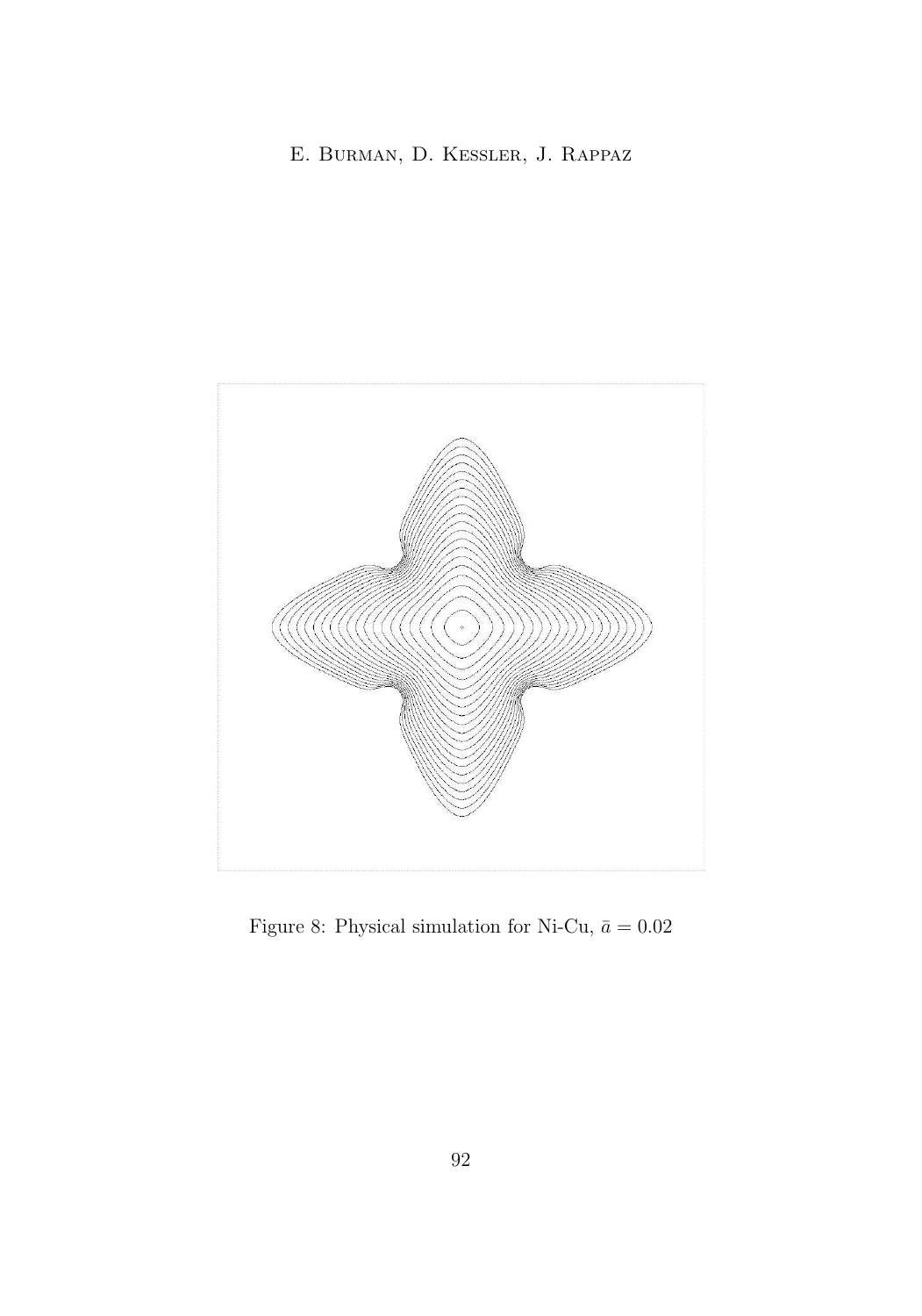Figure 8: Physical simulation for Ni-Cu, $\bar{a} = 0.02$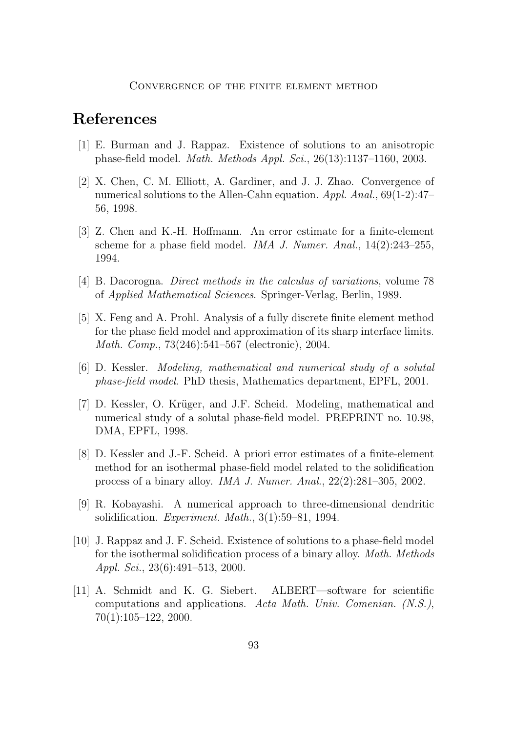# References

[1] E. Burman and J. Rappaz. Existence of solutions to an anisotropic phase-field model. *Math. Methods Appl. Sci.*, 26(13):1137–1160, 2003.

[2] X. Chen, C. M. Elliott, A. Gardiner, and J. J. Zhao. Convergence of numerical solutions to the Allen-Cahn equation. *Appl. Anal.*, 69(1-2):47–56, 1998.

[3] Z. Chen and K.-H. Hoffmann. An error estimate for a finite-element scheme for a phase field model. *IMA J. Numer. Anal.*, 14(2):243–255, 1994.

[4] B. Dacorogna. *Direct methods in the calculus of variations*, volume 78 of *Applied Mathematical Sciences*. Springer-Verlag, Berlin, 1989.

[5] X. Feng and A. Prohl. Analysis of a fully discrete finite element method for the phase field model and approximation of its sharp interface limits. *Math. Comp.*, 73(246):541–567 (electronic), 2004.

[6] D. Kessler. *Modeling, mathematical and numerical study of a solutal phase-field model*. PhD thesis, Mathematics department, EPFL, 2001.

[7] D. Kessler, O. Krüger, and J.F. Scheid. Modeling, mathematical and numerical study of a solutal phase-field model. PREPRINT no. 10.98, DMA, EPFL, 1998.

[8] D. Kessler and J.-F. Scheid. A priori error estimates of a finite-element method for an isothermal phase-field model related to the solidification process of a binary alloy. *IMA J. Numer. Anal.*, 22(2):281–305, 2002.

[9] R. Kobayashi. A numerical approach to three-dimensional dendritic solidification. *Experiment. Math.*, 3(1):59–81, 1994.

[10] J. Rappaz and J. F. Scheid. Existence of solutions to a phase-field model for the isothermal solidification process of a binary alloy. *Math. Methods Appl. Sci.*, 23(6):491–513, 2000.

[11] A. Schmidt and K. G. Siebert. ALBERT—software for scientific computations and applications. *Acta Math. Univ. Comenian. (N.S.)*, 70(1):105–122, 2000.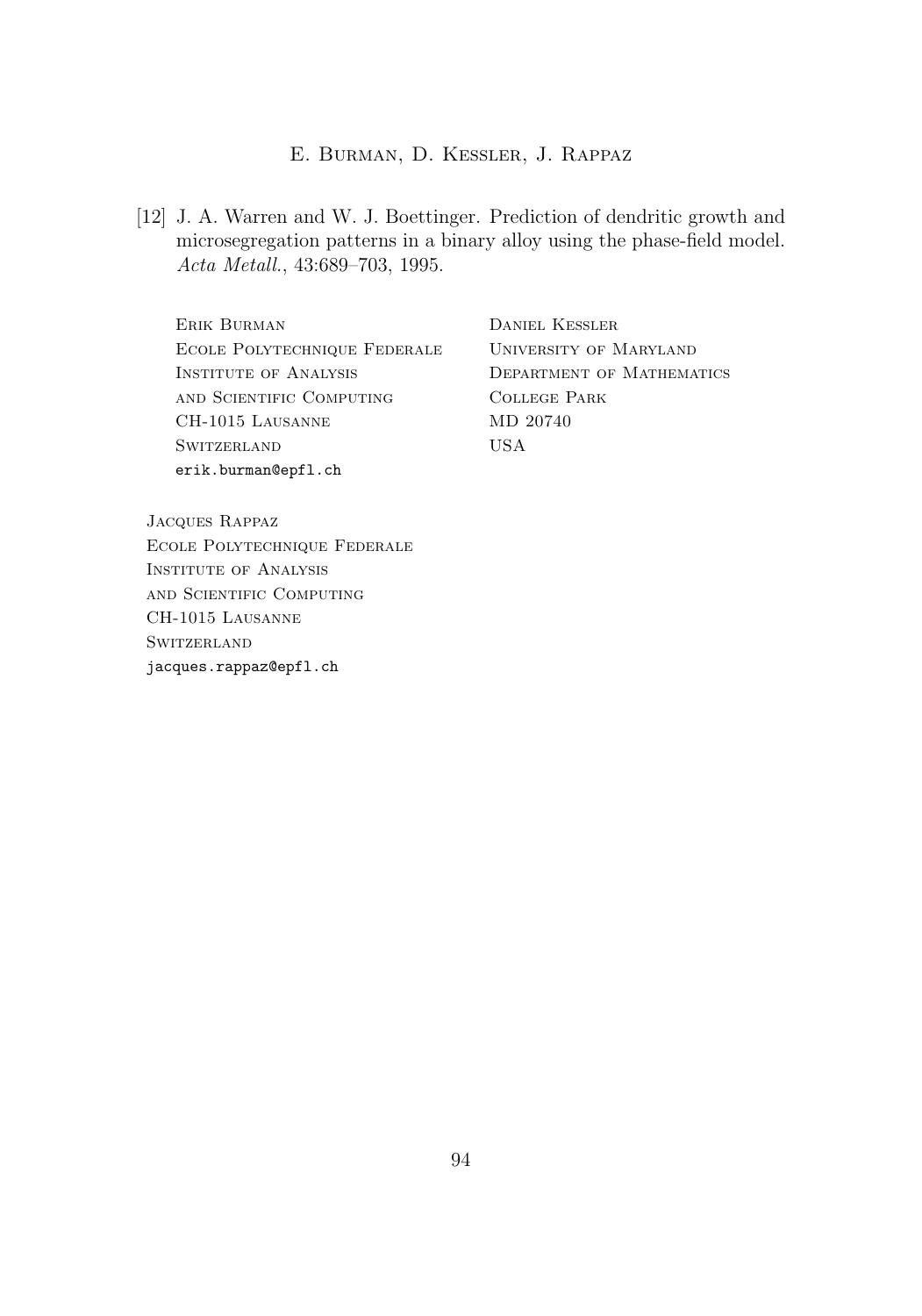[12] J. A. Warren and W. J. Boettinger. Prediction of dendritic growth and microsegregation patterns in a binary alloy using the phase-field model. *Acta Metall.*, 43:689–703, 1995.

Erik Burman
Ecole Polytechnique Federale
Institute of Analysis
and Scientific Computing
CH-1015 Lausanne
Switzerland
erik.burman@epfl.ch

Daniel Kessler
University of Maryland
Department of Mathematics
College Park
MD 20740
USA

Jacques Rappaz
Ecole Polytechnique Federale
Institute of Analysis
and Scientific Computing
CH-1015 Lausanne
Switzerland
jacques.rappaz@epfl.ch